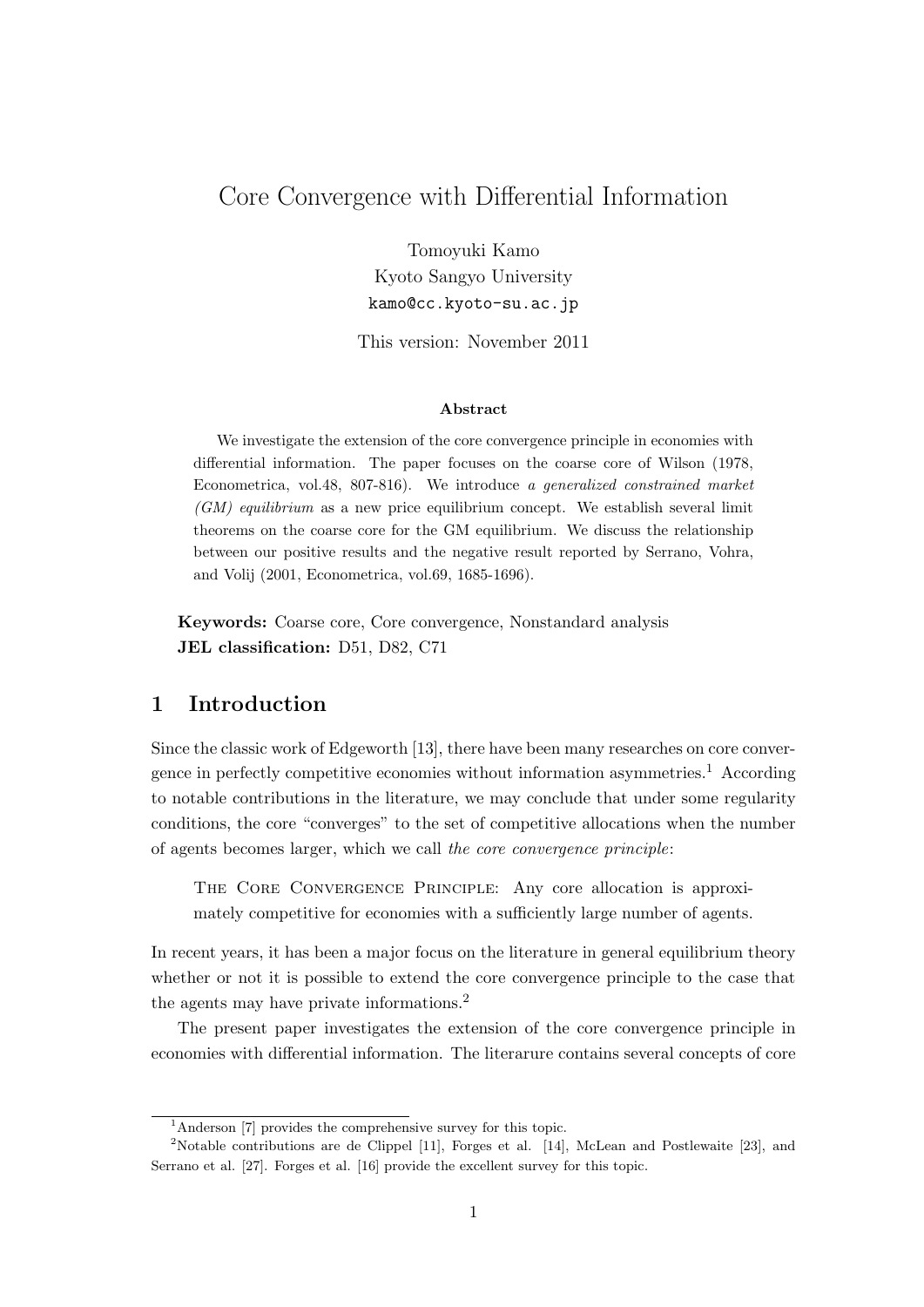# Core Convergence with Differential Information

Tomoyuki Kamo
Kyoto Sangyo University
kamo@cc.kyoto-su.ac.jp

This version: November 2011

### Abstract

We investigate the extension of the core convergence principle in economies with differential information. The paper focuses on the coarse core of Wilson (1978, Econometrica, vol.48, 807-816). We introduce *a generalized constrained market (GM) equilibrium* as a new price equilibrium concept. We establish several limit theorems on the coarse core for the GM equilibrium. We discuss the relationship between our positive results and the negative result reported by Serrano, Vohra, and Volij (2001, Econometrica, vol.69, 1685-1696).

**Keywords:** Coarse core, Core convergence, Nonstandard analysis
**JEL classification:** D51, D82, C71

## 1 Introduction

Since the classic work of Edgeworth [13], there have been many researches on core convergence in perfectly competitive economies without information asymmetries.[1] According to notable contributions in the literature, we may conclude that under some regularity conditions, the core "converges" to the set of competitive allocations when the number of agents becomes larger, which we call *the core convergence principle*:

> The Core Convergence Principle: Any core allocation is approximately competitive for economies with a sufficiently large number of agents.

In recent years, it has been a major focus on the literature in general equilibrium theory whether or not it is possible to extend the core convergence principle to the case that the agents may have private informations.[2]

The present paper investigates the extension of the core convergence principle in economies with differential information. The literarure contains several concepts of core

[1] Anderson [7] provides the comprehensive survey for this topic.

[2] Notable contributions are de Clippel [11], Forges et al. [14], McLean and Postlewaite [23], and Serrano et al. [27]. Forges et al. [16] provide the excellent survey for this topic.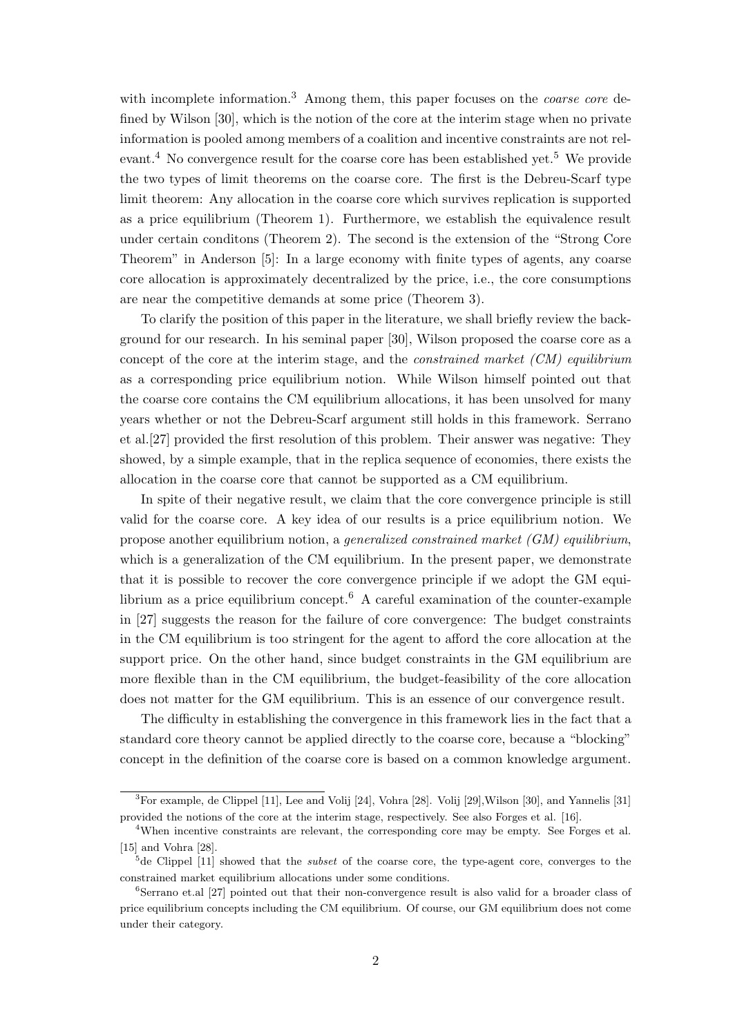with incomplete information.[3] Among them, this paper focuses on the *coarse core* defined by Wilson [30], which is the notion of the core at the interim stage when no private information is pooled among members of a coalition and incentive constraints are not relevant.[4] No convergence result for the coarse core has been established yet.[5] We provide the two types of limit theorems on the coarse core. The first is the Debreu-Scarf type limit theorem: Any allocation in the coarse core which survives replication is supported as a price equilibrium (Theorem 1). Furthermore, we establish the equivalence result under certain conditons (Theorem 2). The second is the extension of the "Strong Core Theorem" in Anderson [5]: In a large economy with finite types of agents, any coarse core allocation is approximately decentralized by the price, i.e., the core consumptions are near the competitive demands at some price (Theorem 3).

To clarify the position of this paper in the literature, we shall briefly review the background for our research. In his seminal paper [30], Wilson proposed the coarse core as a concept of the core at the interim stage, and the *constrained market (CM) equilibrium* as a corresponding price equilibrium notion. While Wilson himself pointed out that the coarse core contains the CM equilibrium allocations, it has been unsolved for many years whether or not the Debreu-Scarf argument still holds in this framework. Serrano et al.[27] provided the first resolution of this problem. Their answer was negative: They showed, by a simple example, that in the replica sequence of economies, there exists the allocation in the coarse core that cannot be supported as a CM equilibrium.

In spite of their negative result, we claim that the core convergence principle is still valid for the coarse core. A key idea of our results is a price equilibrium notion. We propose another equilibrium notion, a *generalized constrained market (GM) equilibrium*, which is a generalization of the CM equilibrium. In the present paper, we demonstrate that it is possible to recover the core convergence principle if we adopt the GM equilibrium as a price equilibrium concept.[6] A careful examination of the counter-example in [27] suggests the reason for the failure of core convergence: The budget constraints in the CM equilibrium is too stringent for the agent to afford the core allocation at the support price. On the other hand, since budget constraints in the GM equilibrium are more flexible than in the CM equilibrium, the budget-feasibility of the core allocation does not matter for the GM equilibrium. This is an essence of our convergence result.

The difficulty in establishing the convergence in this framework lies in the fact that a standard core theory cannot be applied directly to the coarse core, because a "blocking" concept in the definition of the coarse core is based on a common knowledge argument.

---

[3] For example, de Clippel [11], Lee and Volij [24], Vohra [28]. Volij [29],Wilson [30], and Yannelis [31] provided the notions of the core at the interim stage, respectively. See also Forges et al. [16].

[4] When incentive constraints are relevant, the corresponding core may be empty. See Forges et al. [15] and Vohra [28].

[5] de Clippel [11] showed that the *subset* of the coarse core, the type-agent core, converges to the constrained market equilibrium allocations under some conditions.

[6] Serrano et.al [27] pointed out that their non-convergence result is also valid for a broader class of price equilibrium concepts including the CM equilibrium. Of course, our GM equilibrium does not come under their category.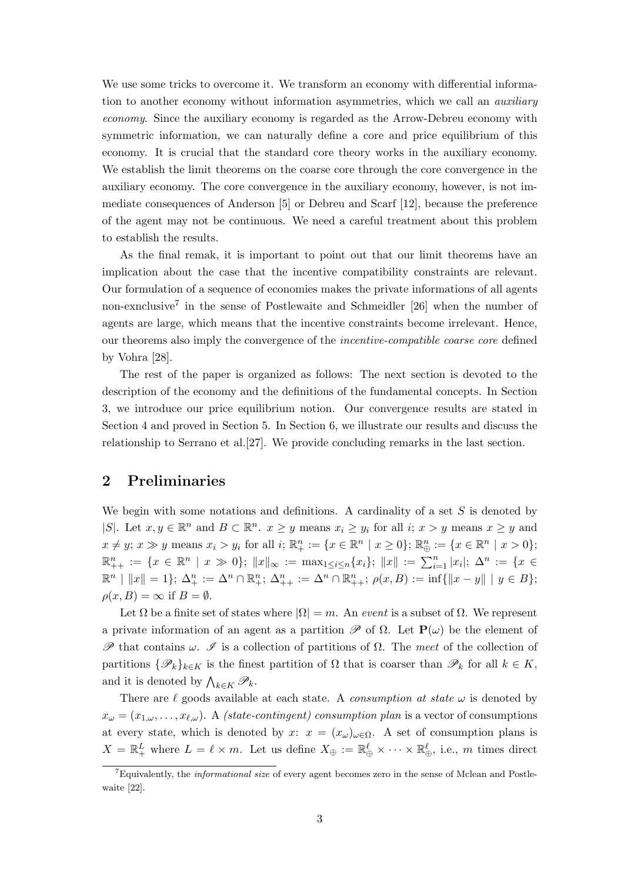We use some tricks to overcome it. We transform an economy with differential information to another economy without information asymmetries, which we call an *auxiliary economy*. Since the auxiliary economy is regarded as the Arrow-Debreu economy with symmetric information, we can naturally define a core and price equilibrium of this economy. It is crucial that the standard core theory works in the auxiliary economy. We establish the limit theorems on the coarse core through the core convergence in the auxiliary economy. The core convergence in the auxiliary economy, however, is not immediate consequences of Anderson [5] or Debreu and Scarf [12], because the preference of the agent may not be continuous. We need a careful treatment about this problem to establish the results.

As the final remak, it is important to point out that our limit theorems have an implication about the case that the incentive compatibility constraints are relevant. Our formulation of a sequence of economies makes the private informations of all agents non-exnclusive[7] in the sense of Postlewaite and Schmeidler [26] when the number of agents are large, which means that the incentive constraints become irrelevant. Hence, our theorems also imply the convergence of the *incentive-compatible coarse core* defined by Vohra [28].

The rest of the paper is organized as follows: The next section is devoted to the description of the economy and the definitions of the fundamental concepts. In Section 3, we introduce our price equilibrium notion. Our convergence results are stated in Section 4 and proved in Section 5. In Section 6, we illustrate our results and discuss the relationship to Serrano et al.[27]. We provide concluding remarks in the last section.

## 2 Preliminaries

We begin with some notations and definitions. A cardinality of a set $S$ is denoted by $|S|$. Let $x, y \in \mathbb{R}^n$ and $B \subset \mathbb{R}^n$. $x \geq y$ means $x_i \geq y_i$ for all $i$; $x > y$ means $x \geq y$ and $x \neq y$; $x \gg y$ means $x_i > y_i$ for all $i$; $\mathbb{R}^n_+ := \{x \in \mathbb{R}^n \mid x \geq 0\}$; $\mathbb{R}^n_\oplus := \{x \in \mathbb{R}^n \mid x > 0\}$; $\mathbb{R}^n_{++} := \{x \in \mathbb{R}^n \mid x \gg 0\}$; $\|x\|_\infty := \max_{1 \leq i \leq n}\{x_i\}$; $\|x\| := \sum_{i=1}^n |x_i|$; $\Delta^n := \{x \in \mathbb{R}^n \mid \|x\| = 1\}$; $\Delta^n_+ := \Delta^n \cap \mathbb{R}^n_+$; $\Delta^n_{++} := \Delta^n \cap \mathbb{R}^n_{++}$; $\rho(x, B) := \inf\{\|x - y\| \mid y \in B\}$; $\rho(x, B) = \infty$ if $B = \emptyset$.

Let $\Omega$ be a finite set of states where $|\Omega| = m$. An *event* is a subset of $\Omega$. We represent a private information of an agent as a partition $\mathscr{P}$ of $\Omega$. Let $\mathbf{P}(\omega)$ be the element of $\mathscr{P}$ that contains $\omega$. $\mathscr{I}$ is a collection of partitions of $\Omega$. The *meet* of the collection of partitions $\{\mathscr{P}_k\}_{k \in K}$ is the finest partition of $\Omega$ that is coarser than $\mathscr{P}_k$ for all $k \in K$, and it is denoted by $\bigwedge_{k \in K} \mathscr{P}_k$.

There are $\ell$ goods available at each state. A *consumption at state* $\omega$ is denoted by $x_\omega = (x_{1,\omega}, \ldots, x_{\ell,\omega})$. A *(state-contingent) consumption plan* is a vector of consumptions at every state, which is denoted by $x$: $x = (x_\omega)_{\omega \in \Omega}$. A set of consumption plans is $X = \mathbb{R}^L_+$ where $L = \ell \times m$. Let us define $X_\oplus := \mathbb{R}^\ell_\oplus \times \cdots \times \mathbb{R}^\ell_\oplus$, i.e., $m$ times direct

[7] Equivalently, the *informational size* of every agent becomes zero in the sense of Mclean and Postlewaite [22].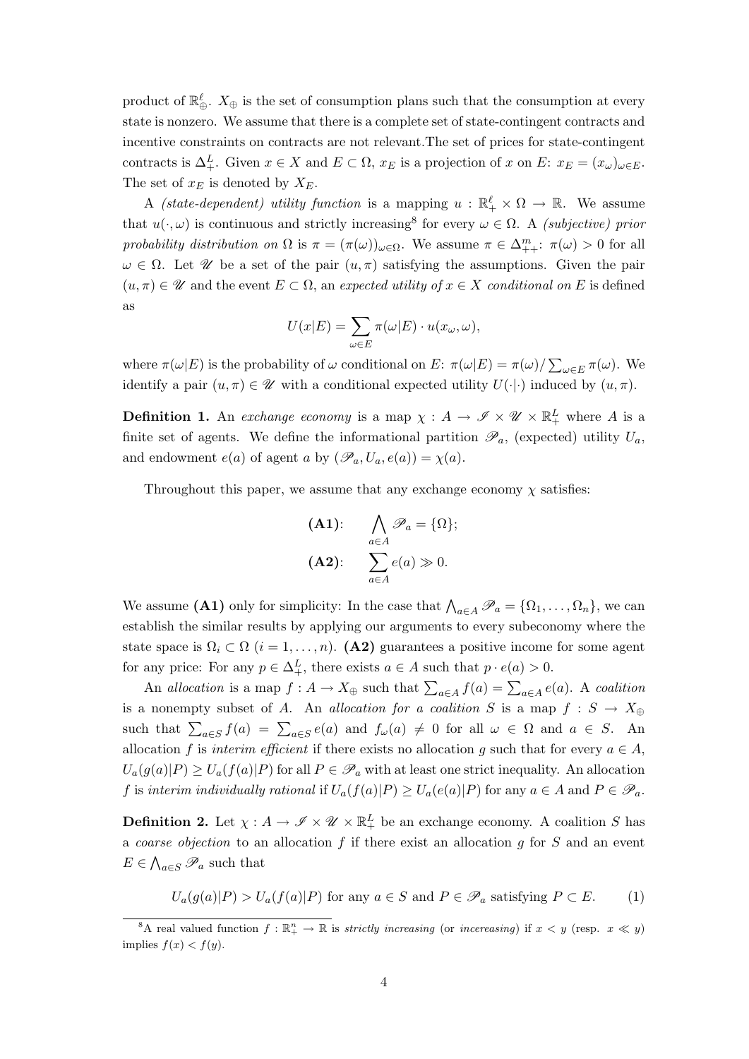product of $\mathbb{R}^\ell_\oplus$. $X_\oplus$ is the set of consumption plans such that the consumption at every state is nonzero. We assume that there is a complete set of state-contingent contracts and incentive constraints on contracts are not relevant.The set of prices for state-contingent contracts is $\Delta^L_+$. Given $x \in X$ and $E \subset \Omega$, $x_E$ is a projection of $x$ on $E$: $x_E = (x_\omega)_{\omega \in E}$. The set of $x_E$ is denoted by $X_E$.

A *(state-dependent) utility function* is a mapping $u : \mathbb{R}^\ell_+ \times \Omega \to \mathbb{R}$. We assume that $u(\cdot, \omega)$ is continuous and strictly increasing[8] for every $\omega \in \Omega$. A *(subjective) prior probability distribution on* $\Omega$ is $\pi = (\pi(\omega))_{\omega \in \Omega}$. We assume $\pi \in \Delta^m_{++}$: $\pi(\omega) > 0$ for all $\omega \in \Omega$. Let $\mathscr{U}$ be a set of the pair $(u, \pi)$ satisfying the assumptions. Given the pair $(u, \pi) \in \mathscr{U}$ and the event $E \subset \Omega$, an *expected utility of $x \in X$ conditional on $E$* is defined as

$$U(x|E) = \sum_{\omega \in E} \pi(\omega|E) \cdot u(x_\omega, \omega),$$

where $\pi(\omega|E)$ is the probability of $\omega$ conditional on $E$: $\pi(\omega|E) = \pi(\omega)/\sum_{\omega \in E} \pi(\omega)$. We identify a pair $(u, \pi) \in \mathscr{U}$ with a conditional expected utility $U(\cdot|\cdot)$ induced by $(u, \pi)$.

**Definition 1.** An *exchange economy* is a map $\chi : A \to \mathscr{I} \times \mathscr{U} \times \mathbb{R}^L_+$ where $A$ is a finite set of agents. We define the informational partition $\mathscr{P}_a$, (expected) utility $U_a$, and endowment $e(a)$ of agent $a$ by $(\mathscr{P}_a, U_a, e(a)) = \chi(a)$.

Throughout this paper, we assume that any exchange economy $\chi$ satisfies:

$$\textbf{(A1)}: \quad \bigwedge_{a \in A} \mathscr{P}_a = \{\Omega\};$$

$$\textbf{(A2)}: \quad \sum_{a \in A} e(a) \gg 0.$$

We assume **(A1)** only for simplicity: In the case that $\bigwedge_{a \in A} \mathscr{P}_a = \{\Omega_1, \ldots, \Omega_n\}$, we can establish the similar results by applying our arguments to every subeconomy where the state space is $\Omega_i \subset \Omega$ $(i = 1, \ldots, n)$. **(A2)** guarantees a positive income for some agent for any price: For any $p \in \Delta^L_+$, there exists $a \in A$ such that $p \cdot e(a) > 0$.

An *allocation* is a map $f : A \to X_\oplus$ such that $\sum_{a \in A} f(a) = \sum_{a \in A} e(a)$. A *coalition* is a nonempty subset of $A$. An *allocation for a coalition* $S$ is a map $f : S \to X_\oplus$ such that $\sum_{a \in S} f(a) = \sum_{a \in S} e(a)$ and $f_\omega(a) \neq 0$ for all $\omega \in \Omega$ and $a \in S$. An allocation $f$ is *interim efficient* if there exists no allocation $g$ such that for every $a \in A$, $U_a(g(a)|P) \geq U_a(f(a)|P)$ for all $P \in \mathscr{P}_a$ with at least one strict inequality. An allocation $f$ is *interim individually rational* if $U_a(f(a)|P) \geq U_a(e(a)|P)$ for any $a \in A$ and $P \in \mathscr{P}_a$.

**Definition 2.** Let $\chi : A \to \mathscr{I} \times \mathscr{U} \times \mathbb{R}^L_+$ be an exchange economy. A coalition $S$ has a *coarse objection* to an allocation $f$ if there exist an allocation $g$ for $S$ and an event $E \in \bigwedge_{a \in S} \mathscr{P}_a$ such that

$$U_a(g(a)|P) > U_a(f(a)|P) \text{ for any } a \in S \text{ and } P \in \mathscr{P}_a \text{ satisfying } P \subset E. \tag{1}$$

[8] A real valued function $f : \mathbb{R}^n_+ \to \mathbb{R}$ is *strictly increasing* (or *incereasing*) if $x < y$ (resp. $x \ll y$) implies $f(x) < f(y)$.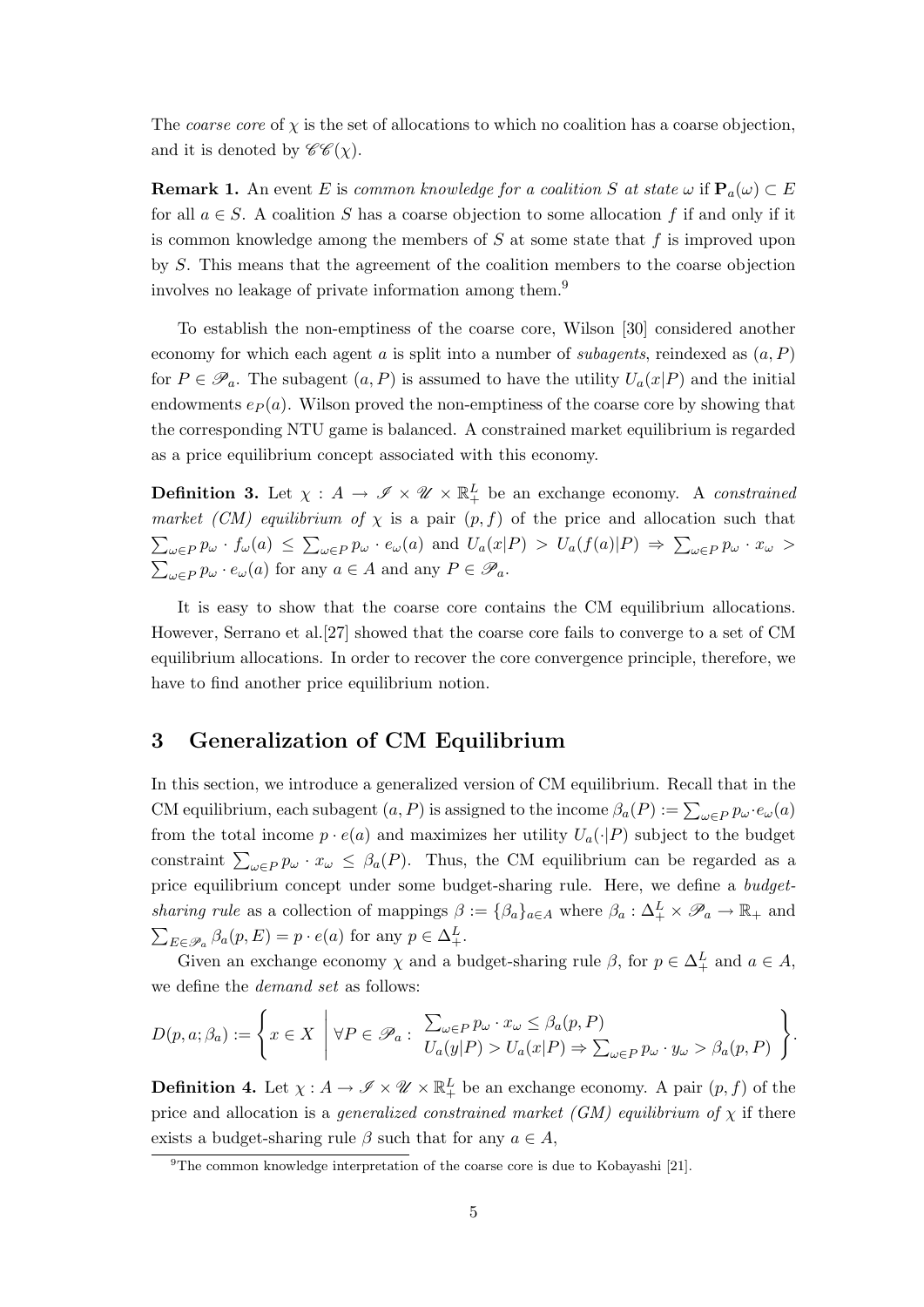The *coarse core* of $\chi$ is the set of allocations to which no coalition has a coarse objection, and it is denoted by $\mathscr{CC}(\chi)$.

**Remark 1.** An event $E$ is *common knowledge for a coalition $S$ at state $\omega$* if $\mathbf{P}_a(\omega) \subset E$ for all $a \in S$. A coalition $S$ has a coarse objection to some allocation $f$ if and only if it is common knowledge among the members of $S$ at some state that $f$ is improved upon by $S$. This means that the agreement of the coalition members to the coarse objection involves no leakage of private information among them.[9]

To establish the non-emptiness of the coarse core, Wilson [30] considered another economy for which each agent $a$ is split into a number of *subagents*, reindexed as $(a, P)$ for $P \in \mathscr{P}_a$. The subagent $(a, P)$ is assumed to have the utility $U_a(x|P)$ and the initial endowments $e_P(a)$. Wilson proved the non-emptiness of the coarse core by showing that the corresponding NTU game is balanced. A constrained market equilibrium is regarded as a price equilibrium concept associated with this economy.

**Definition 3.** Let $\chi : A \to \mathscr{I} \times \mathscr{U} \times \mathbb{R}^L_+$ be an exchange economy. A *constrained market (CM) equilibrium of $\chi$* is a pair $(p, f)$ of the price and allocation such that $\sum_{\omega \in P} p_\omega \cdot f_\omega(a) \leq \sum_{\omega \in P} p_\omega \cdot e_\omega(a)$ and $U_a(x|P) > U_a(f(a)|P) \Rightarrow \sum_{\omega \in P} p_\omega \cdot x_\omega > \sum_{\omega \in P} p_\omega \cdot e_\omega(a)$ for any $a \in A$ and any $P \in \mathscr{P}_a$.

It is easy to show that the coarse core contains the CM equilibrium allocations. However, Serrano et al.[27] showed that the coarse core fails to converge to a set of CM equilibrium allocations. In order to recover the core convergence principle, therefore, we have to find another price equilibrium notion.

# 3 Generalization of CM Equilibrium

In this section, we introduce a generalized version of CM equilibrium. Recall that in the CM equilibrium, each subagent $(a, P)$ is assigned to the income $\beta_a(P) := \sum_{\omega \in P} p_\omega \cdot e_\omega(a)$ from the total income $p \cdot e(a)$ and maximizes her utility $U_a(\cdot|P)$ subject to the budget constraint $\sum_{\omega \in P} p_\omega \cdot x_\omega \leq \beta_a(P)$. Thus, the CM equilibrium can be regarded as a price equilibrium concept under some budget-sharing rule. Here, we define a *budget-sharing rule* as a collection of mappings $\beta := \{\beta_a\}_{a \in A}$ where $\beta_a : \Delta^L_+ \times \mathscr{P}_a \to \mathbb{R}_+$ and $\sum_{E \in \mathscr{P}_a} \beta_a(p, E) = p \cdot e(a)$ for any $p \in \Delta^L_+$.

Given an exchange economy $\chi$ and a budget-sharing rule $\beta$, for $p \in \Delta^L_+$ and $a \in A$, we define the *demand set* as follows:

$$D(p, a; \beta_a) := \left\{ x \in X \;\middle|\; \forall P \in \mathscr{P}_a : \begin{array}{l} \sum_{\omega \in P} p_\omega \cdot x_\omega \leq \beta_a(p, P) \\ U_a(y|P) > U_a(x|P) \Rightarrow \sum_{\omega \in P} p_\omega \cdot y_\omega > \beta_a(p, P) \end{array} \right\}.$$

**Definition 4.** Let $\chi : A \to \mathscr{I} \times \mathscr{U} \times \mathbb{R}^L_+$ be an exchange economy. A pair $(p, f)$ of the price and allocation is a *generalized constrained market (GM) equilibrium of $\chi$* if there exists a budget-sharing rule $\beta$ such that for any $a \in A$,

[9] The common knowledge interpretation of the coarse core is due to Kobayashi [21].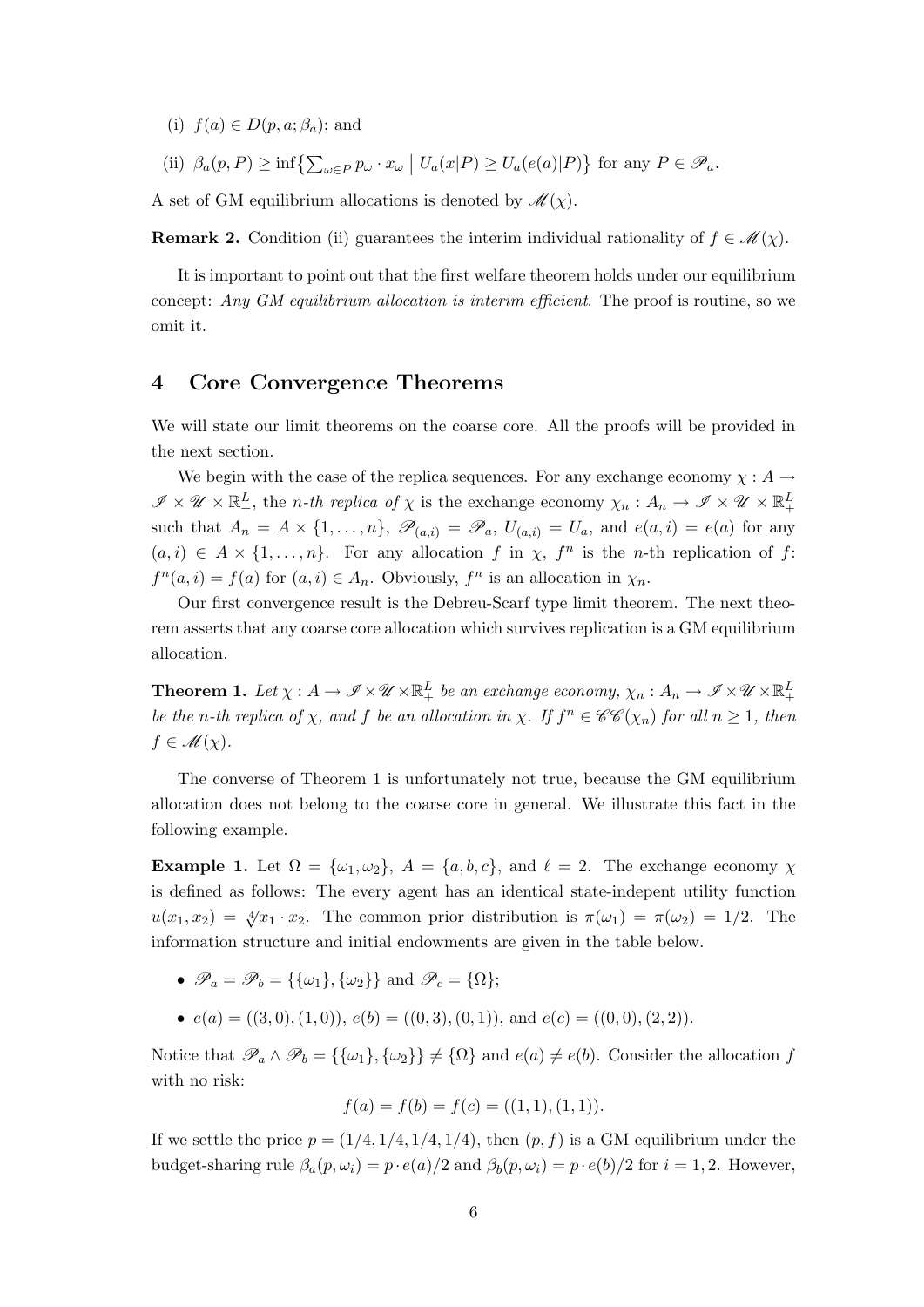(i) $f(a) \in D(p, a; \beta_a)$; and

(ii) $\beta_a(p, P) \geq \inf\{\sum_{\omega \in P} p_\omega \cdot x_\omega \mid U_a(x|P) \geq U_a(e(a)|P)\}$ for any $P \in \mathscr{P}_a$.

A set of GM equilibrium allocations is denoted by $\mathscr{M}(\chi)$.

**Remark 2.** Condition (ii) guarantees the interim individual rationality of $f \in \mathscr{M}(\chi)$.

It is important to point out that the first welfare theorem holds under our equilibrium concept: *Any GM equilibrium allocation is interim efficient*. The proof is routine, so we omit it.

# 4 Core Convergence Theorems

We will state our limit theorems on the coarse core. All the proofs will be provided in the next section.

We begin with the case of the replica sequences. For any exchange economy $\chi : A \to \mathscr{I} \times \mathscr{U} \times \mathbb{R}^L_+$, the *n-th replica of* $\chi$ is the exchange economy $\chi_n : A_n \to \mathscr{I} \times \mathscr{U} \times \mathbb{R}^L_+$ such that $A_n = A \times \{1, \ldots, n\}$, $\mathscr{P}_{(a,i)} = \mathscr{P}_a$, $U_{(a,i)} = U_a$, and $e(a, i) = e(a)$ for any $(a, i) \in A \times \{1, \ldots, n\}$. For any allocation $f$ in $\chi$, $f^n$ is the $n$-th replication of $f$: $f^n(a, i) = f(a)$ for $(a, i) \in A_n$. Obviously, $f^n$ is an allocation in $\chi_n$.

Our first convergence result is the Debreu-Scarf type limit theorem. The next theorem asserts that any coarse core allocation which survives replication is a GM equilibrium allocation.

**Theorem 1.** *Let $\chi : A \to \mathscr{I} \times \mathscr{U} \times \mathbb{R}^L_+$ be an exchange economy, $\chi_n : A_n \to \mathscr{I} \times \mathscr{U} \times \mathbb{R}^L_+$ be the n-th replica of $\chi$, and $f$ be an allocation in $\chi$. If $f^n \in \mathscr{C}\mathscr{C}(\chi_n)$ for all $n \geq 1$, then $f \in \mathscr{M}(\chi)$.*

The converse of Theorem 1 is unfortunately not true, because the GM equilibrium allocation does not belong to the coarse core in general. We illustrate this fact in the following example.

**Example 1.** Let $\Omega = \{\omega_1, \omega_2\}$, $A = \{a, b, c\}$, and $\ell = 2$. The exchange economy $\chi$ is defined as follows: The every agent has an identical state-indepent utility function $u(x_1, x_2) = \sqrt[4]{x_1 \cdot x_2}$. The common prior distribution is $\pi(\omega_1) = \pi(\omega_2) = 1/2$. The information structure and initial endowments are given in the table below.

- $\mathscr{P}_a = \mathscr{P}_b = \{\{\omega_1\}, \{\omega_2\}\}$ and $\mathscr{P}_c = \{\Omega\}$;
- $e(a) = ((3, 0), (1, 0))$, $e(b) = ((0, 3), (0, 1))$, and $e(c) = ((0, 0), (2, 2))$.

Notice that $\mathscr{P}_a \wedge \mathscr{P}_b = \{\{\omega_1\}, \{\omega_2\}\} \neq \{\Omega\}$ and $e(a) \neq e(b)$. Consider the allocation $f$ with no risk:

$$f(a) = f(b) = f(c) = ((1, 1), (1, 1)).$$

If we settle the price $p = (1/4, 1/4, 1/4, 1/4)$, then $(p, f)$ is a GM equilibrium under the budget-sharing rule $\beta_a(p, \omega_i) = p \cdot e(a)/2$ and $\beta_b(p, \omega_i) = p \cdot e(b)/2$ for $i = 1, 2$. However,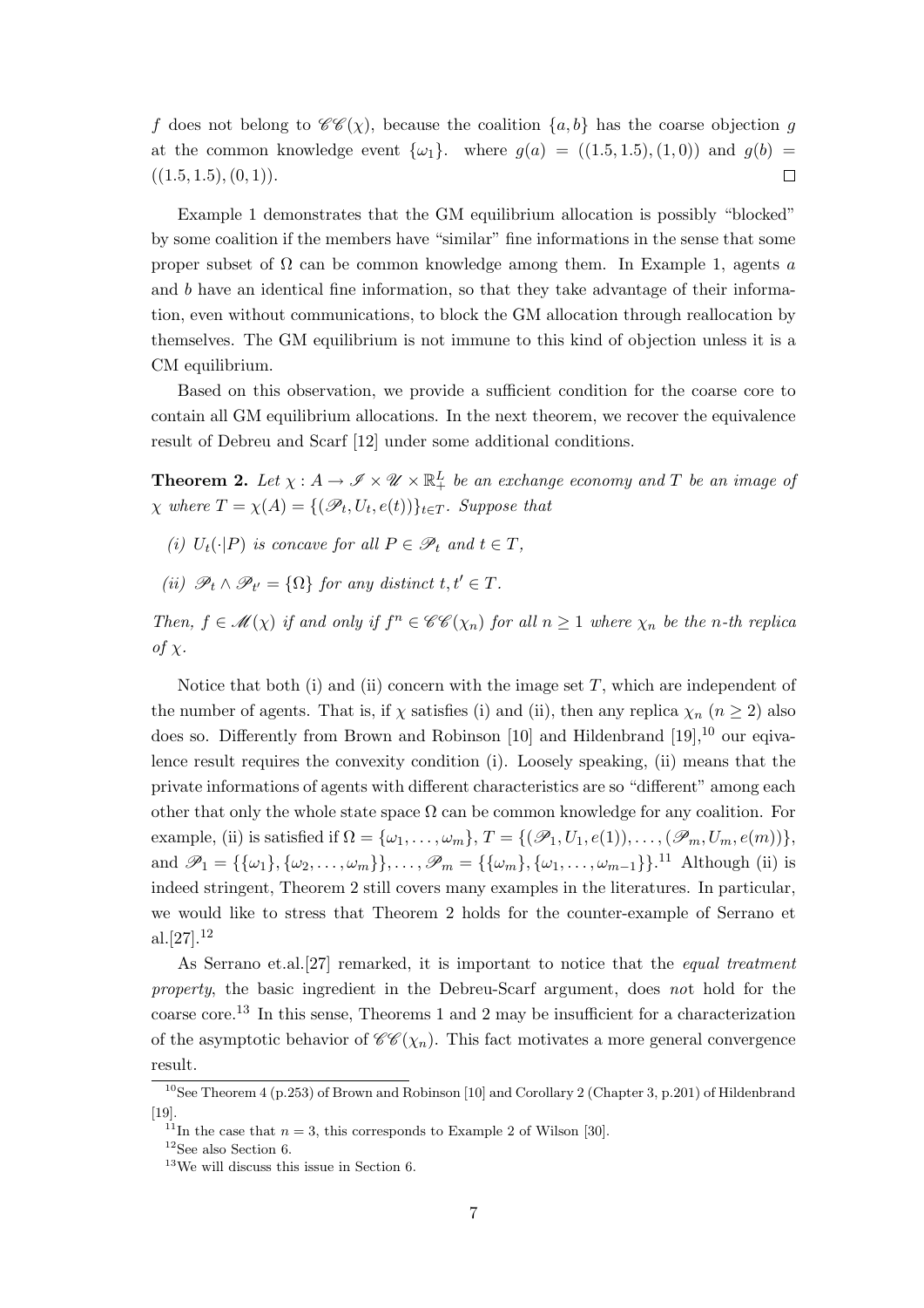$f$ does not belong to $\mathscr{CC}(\chi)$, because the coalition $\{a, b\}$ has the coarse objection $g$ at the common knowledge event $\{\omega_1\}$. where $g(a) = ((1.5, 1.5), (1, 0))$ and $g(b) = ((1.5, 1.5), (0, 1))$. $\square$

Example 1 demonstrates that the GM equilibrium allocation is possibly "blocked" by some coalition if the members have "similar" fine informations in the sense that some proper subset of $\Omega$ can be common knowledge among them. In Example 1, agents $a$ and $b$ have an identical fine information, so that they take advantage of their information, even without communications, to block the GM allocation through reallocation by themselves. The GM equilibrium is not immune to this kind of objection unless it is a CM equilibrium.

Based on this observation, we provide a sufficient condition for the coarse core to contain all GM equilibrium allocations. In the next theorem, we recover the equivalence result of Debreu and Scarf [12] under some additional conditions.

**Theorem 2.** *Let $\chi : A \to \mathscr{I} \times \mathscr{U} \times \mathbb{R}^L_+$ be an exchange economy and $T$ be an image of $\chi$ where $T = \chi(A) = \{(\mathscr{P}_t, U_t, e(t))\}_{t \in T}$. Suppose that*

*(i) $U_t(\cdot|P)$ is concave for all $P \in \mathscr{P}_t$ and $t \in T$,*

*(ii) $\mathscr{P}_t \wedge \mathscr{P}_{t'} = \{\Omega\}$ for any distinct $t, t' \in T$.*

*Then, $f \in \mathscr{M}(\chi)$ if and only if $f^n \in \mathscr{CC}(\chi_n)$ for all $n \geq 1$ where $\chi_n$ be the $n$-th replica of $\chi$.*

Notice that both (i) and (ii) concern with the image set $T$, which are independent of the number of agents. That is, if $\chi$ satisfies (i) and (ii), then any replica $\chi_n$ $(n \geq 2)$ also does so. Differently from Brown and Robinson [10] and Hildenbrand [19],[10] our eqivalence result requires the convexity condition (i). Loosely speaking, (ii) means that the private informations of agents with different characteristics are so "different" among each other that only the whole state space $\Omega$ can be common knowledge for any coalition. For example, (ii) is satisfied if $\Omega = \{\omega_1, \ldots, \omega_m\}$, $T = \{(\mathscr{P}_1, U_1, e(1)), \ldots, (\mathscr{P}_m, U_m, e(m))\}$, and $\mathscr{P}_1 = \{\{\omega_1\}, \{\omega_2, \ldots, \omega_m\}\}, \ldots, \mathscr{P}_m = \{\{\omega_m\}, \{\omega_1, \ldots, \omega_{m-1}\}\}$.[11] Although (ii) is indeed stringent, Theorem 2 still covers many examples in the literatures. In particular, we would like to stress that Theorem 2 holds for the counter-example of Serrano et al.[27].[12]

As Serrano et.al.[27] remarked, it is important to notice that the *equal treatment property*, the basic ingredient in the Debreu-Scarf argument, does *not* hold for the coarse core.[13] In this sense, Theorems 1 and 2 may be insufficient for a characterization of the asymptotic behavior of $\mathscr{CC}(\chi_n)$. This fact motivates a more general convergence result.

---

[10] See Theorem 4 (p.253) of Brown and Robinson [10] and Corollary 2 (Chapter 3, p.201) of Hildenbrand [19].

[11] In the case that $n = 3$, this corresponds to Example 2 of Wilson [30].

[12] See also Section 6.

[13] We will discuss this issue in Section 6.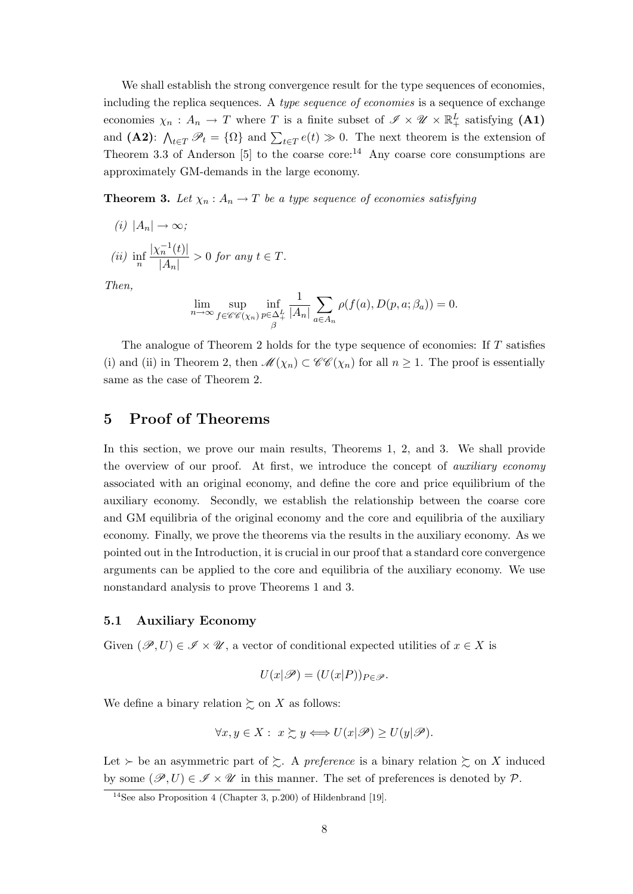We shall establish the strong convergence result for the type sequences of economies, including the replica sequences. A *type sequence of economies* is a sequence of exchange economies $\chi_n : A_n \to T$ where $T$ is a finite subset of $\mathscr{I} \times \mathscr{U} \times \mathbb{R}^L_+$ satisfying **(A1)** and **(A2)**: $\bigwedge_{t \in T} \mathscr{P}_t = \{\Omega\}$ and $\sum_{t\in T} e(t) \gg 0$. The next theorem is the extension of Theorem 3.3 of Anderson [5] to the coarse core:[14] Any coarse core consumptions are approximately GM-demands in the large economy.

**Theorem 3.** *Let $\chi_n : A_n \to T$ be a type sequence of economies satisfying*

*(i)* $|A_n| \to \infty$;

*(ii)* $\inf_n \dfrac{|\chi_n^{-1}(t)|}{|A_n|} > 0$ *for any* $t \in T$.

*Then,*

$$\lim_{n\to\infty} \sup_{f \in \mathscr{C}\mathscr{C}(\chi_n)} \inf_{\substack{p \in \Delta^L_+ \\ \beta}} \frac{1}{|A_n|} \sum_{a \in A_n} \rho(f(a), D(p, a; \beta_a)) = 0.$$

The analogue of Theorem 2 holds for the type sequence of economies: If $T$ satisfies (i) and (ii) in Theorem 2, then $\mathscr{M}(\chi_n) \subset \mathscr{C}\mathscr{C}(\chi_n)$ for all $n \geq 1$. The proof is essentially same as the case of Theorem 2.

# 5 Proof of Theorems

In this section, we prove our main results, Theorems 1, 2, and 3. We shall provide the overview of our proof. At first, we introduce the concept of *auxiliary economy* associated with an original economy, and define the core and price equilibrium of the auxiliary economy. Secondly, we establish the relationship between the coarse core and GM equilibria of the original economy and the core and equilibria of the auxiliary economy. Finally, we prove the theorems via the results in the auxiliary economy. As we pointed out in the Introduction, it is crucial in our proof that a standard core convergence arguments can be applied to the core and equilibria of the auxiliary economy. We use nonstandard analysis to prove Theorems 1 and 3.

## 5.1 Auxiliary Economy

Given $(\mathscr{P}, U) \in \mathscr{I} \times \mathscr{U}$, a vector of conditional expected utilities of $x \in X$ is

$$U(x|\mathscr{P}) = (U(x|P))_{P \in \mathscr{P}}.$$

We define a binary relation $\succsim$ on $X$ as follows:

$$\forall x, y \in X : \ x \succsim y \Longleftrightarrow U(x|\mathscr{P}) \geq U(y|\mathscr{P}).$$

Let $\succ$ be an asymmetric part of $\succsim$. A *preference* is a binary relation $\succsim$ on $X$ induced by some $(\mathscr{P}, U) \in \mathscr{I} \times \mathscr{U}$ in this manner. The set of preferences is denoted by $\mathcal{P}$.

[14] See also Proposition 4 (Chapter 3, p.200) of Hildenbrand [19].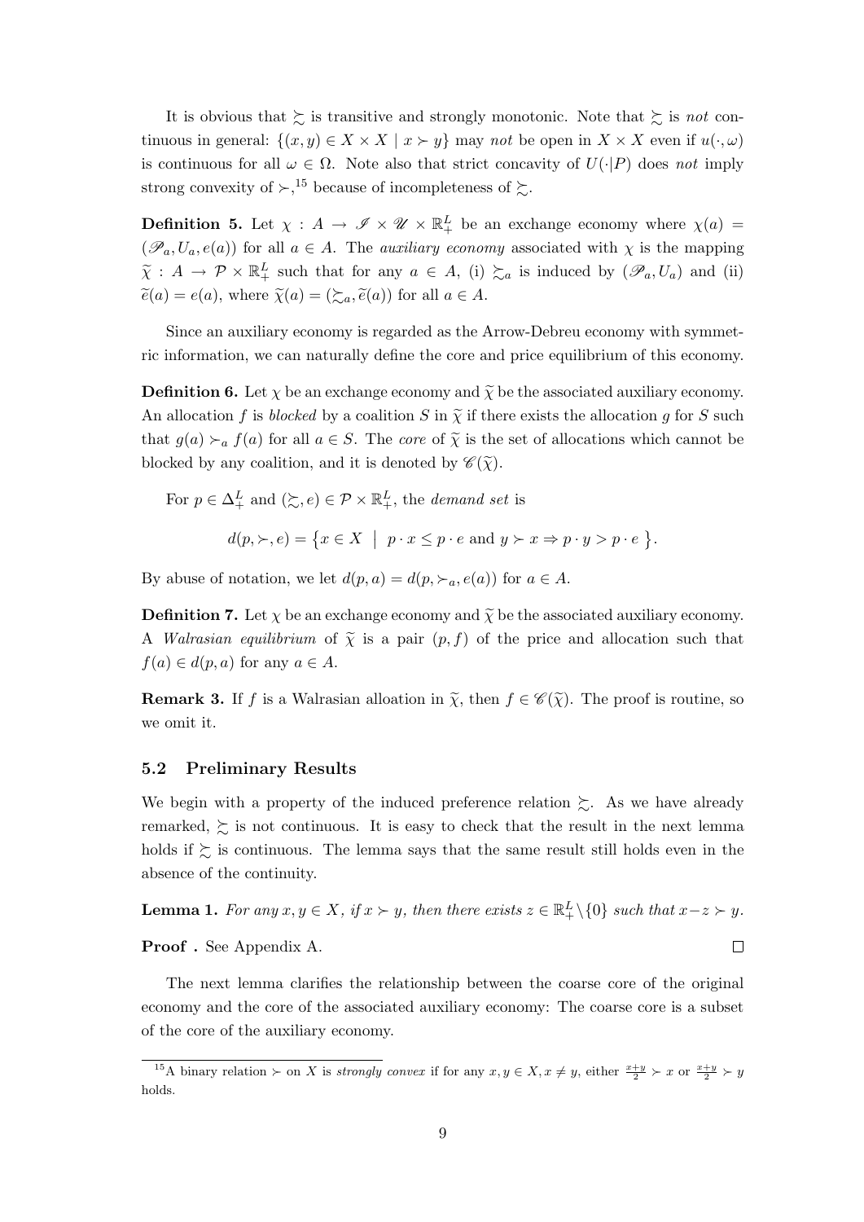It is obvious that $\succsim$ is transitive and strongly monotonic. Note that $\succsim$ is *not* continuous in general: $\{(x,y) \in X \times X \mid x \succ y\}$ may *not* be open in $X \times X$ even if $u(\cdot,\omega)$ is continuous for all $\omega \in \Omega$. Note also that strict concavity of $U(\cdot|P)$ does *not* imply strong convexity of $\succ$,[15] because of incompleteness of $\succsim$.

**Definition 5.** Let $\chi : A \to \mathscr{I} \times \mathscr{U} \times \mathbb{R}^L_+$ be an exchange economy where $\chi(a) = (\mathscr{P}_a, U_a, e(a))$ for all $a \in A$. The *auxiliary economy* associated with $\chi$ is the mapping $\widetilde{\chi} : A \to \mathcal{P} \times \mathbb{R}^L_+$ such that for any $a \in A$, (i) $\succsim_a$ is induced by $(\mathscr{P}_a, U_a)$ and (ii) $\widetilde{e}(a) = e(a)$, where $\widetilde{\chi}(a) = (\succsim_a, \widetilde{e}(a))$ for all $a \in A$.

Since an auxiliary economy is regarded as the Arrow-Debreu economy with symmetric information, we can naturally define the core and price equilibrium of this economy.

**Definition 6.** Let $\chi$ be an exchange economy and $\widetilde{\chi}$ be the associated auxiliary economy. An allocation $f$ is *blocked* by a coalition $S$ in $\widetilde{\chi}$ if there exists the allocation $g$ for $S$ such that $g(a) \succ_a f(a)$ for all $a \in S$. The *core* of $\widetilde{\chi}$ is the set of allocations which cannot be blocked by any coalition, and it is denoted by $\mathscr{C}(\widetilde{\chi})$.

For $p \in \Delta^L_+$ and $(\succsim, e) \in \mathcal{P} \times \mathbb{R}^L_+$, the *demand set* is

$$d(p, \succ, e) = \left\{ x \in X \;\middle|\; p \cdot x \leq p \cdot e \text{ and } y \succ x \Rightarrow p \cdot y > p \cdot e \right\}.$$

By abuse of notation, we let $d(p,a) = d(p, \succ_a, e(a))$ for $a \in A$.

**Definition 7.** Let $\chi$ be an exchange economy and $\widetilde{\chi}$ be the associated auxiliary economy. A *Walrasian equilibrium* of $\widetilde{\chi}$ is a pair $(p, f)$ of the price and allocation such that $f(a) \in d(p,a)$ for any $a \in A$.

**Remark 3.** If $f$ is a Walrasian alloation in $\widetilde{\chi}$, then $f \in \mathscr{C}(\widetilde{\chi})$. The proof is routine, so we omit it.

### 5.2 Preliminary Results

We begin with a property of the induced preference relation $\succsim$. As we have already remarked, $\succsim$ is not continuous. It is easy to check that the result in the next lemma holds if $\succsim$ is continuous. The lemma says that the same result still holds even in the absence of the continuity.

**Lemma 1.** *For any $x, y \in X$, if $x \succ y$, then there exists $z \in \mathbb{R}^L_+ \setminus \{0\}$ such that $x - z \succ y$.*

**Proof .** See Appendix A. □

The next lemma clarifies the relationship between the coarse core of the original economy and the core of the associated auxiliary economy: The coarse core is a subset of the core of the auxiliary economy.

---

[15] A binary relation $\succ$ on $X$ is *strongly convex* if for any $x, y \in X, x \neq y$, either $\frac{x+y}{2} \succ x$ or $\frac{x+y}{2} \succ y$ holds.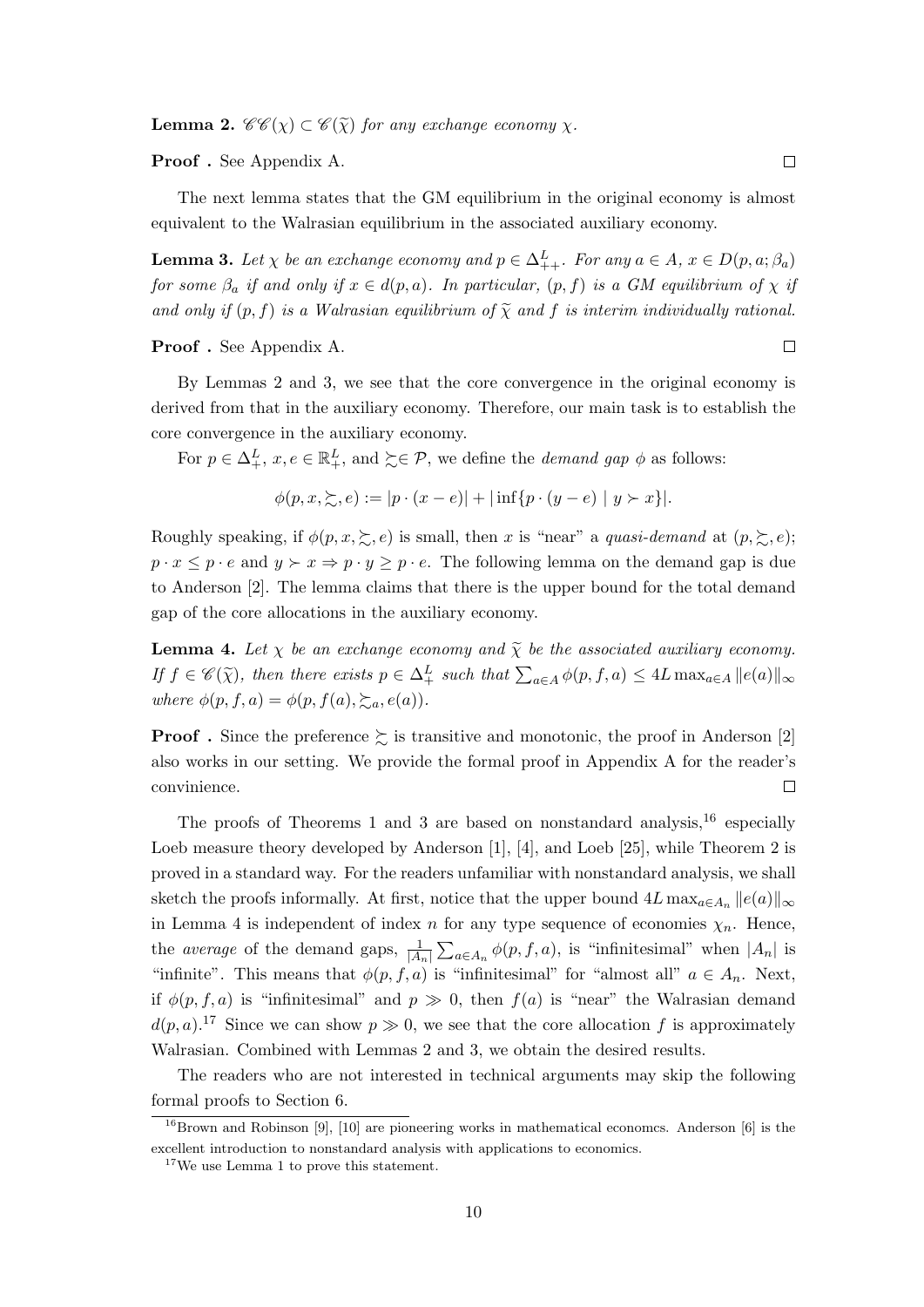**Lemma 2.** $\mathscr{CC}(\chi) \subset \mathscr{C}(\widetilde{\chi})$ *for any exchange economy* $\chi$.

**Proof .** See Appendix A. $\square$

The next lemma states that the GM equilibrium in the original economy is almost equivalent to the Walrasian equilibrium in the associated auxiliary economy.

**Lemma 3.** *Let* $\chi$ *be an exchange economy and* $p \in \Delta^L_{++}$. *For any* $a \in A$, $x \in D(p, a; \beta_a)$ *for some* $\beta_a$ *if and only if* $x \in d(p, a)$. *In particular,* $(p, f)$ *is a GM equilibrium of* $\chi$ *if and only if* $(p, f)$ *is a Walrasian equilibrium of* $\widetilde{\chi}$ *and* $f$ *is interim individually rational.*

**Proof .** See Appendix A. $\square$

By Lemmas 2 and 3, we see that the core convergence in the original economy is derived from that in the auxiliary economy. Therefore, our main task is to establish the core convergence in the auxiliary economy.

For $p \in \Delta^L_+$, $x, e \in \mathbb{R}^L_+$, and $\succsim \in \mathcal{P}$, we define the *demand gap* $\phi$ as follows:

$$\phi(p, x, \succsim, e) := |p \cdot (x - e)| + |\inf\{p \cdot (y - e) \mid y \succ x\}|.$$

Roughly speaking, if $\phi(p, x, \succsim, e)$ is small, then $x$ is "near" a *quasi-demand* at $(p, \succsim, e)$; $p \cdot x \leq p \cdot e$ and $y \succ x \Rightarrow p \cdot y \geq p \cdot e$. The following lemma on the demand gap is due to Anderson [2]. The lemma claims that there is the upper bound for the total demand gap of the core allocations in the auxiliary economy.

**Lemma 4.** *Let* $\chi$ *be an exchange economy and* $\widetilde{\chi}$ *be the associated auxiliary economy. If* $f \in \mathscr{C}(\widetilde{\chi})$, *then there exists* $p \in \Delta^L_+$ *such that* $\sum_{a \in A} \phi(p, f, a) \leq 4L \max_{a \in A} \|e(a)\|_\infty$ *where* $\phi(p, f, a) = \phi(p, f(a), \succsim_a, e(a))$.

**Proof .** Since the preference $\succsim$ is transitive and monotonic, the proof in Anderson [2] also works in our setting. We provide the formal proof in Appendix A for the reader's convinience. $\square$

The proofs of Theorems 1 and 3 are based on nonstandard analysis,[16] especially Loeb measure theory developed by Anderson [1], [4], and Loeb [25], while Theorem 2 is proved in a standard way. For the readers unfamiliar with nonstandard analysis, we shall sketch the proofs informally. At first, notice that the upper bound $4L \max_{a \in A_n} \|e(a)\|_\infty$ in Lemma 4 is independent of index $n$ for any type sequence of economies $\chi_n$. Hence, the *average* of the demand gaps, $\frac{1}{|A_n|} \sum_{a \in A_n} \phi(p, f, a)$, is "infinitesimal" when $|A_n|$ is "infinite". This means that $\phi(p, f, a)$ is "infinitesimal" for "almost all" $a \in A_n$. Next, if $\phi(p, f, a)$ is "infinitesimal" and $p \gg 0$, then $f(a)$ is "near" the Walrasian demand $d(p, a)$.[17] Since we can show $p \gg 0$, we see that the core allocation $f$ is approximately Walrasian. Combined with Lemmas 2 and 3, we obtain the desired results.

The readers who are not interested in technical arguments may skip the following formal proofs to Section 6.

[16] Brown and Robinson [9], [10] are pioneering works in mathematical economcs. Anderson [6] is the excellent introduction to nonstandard analysis with applications to economics.

[17] We use Lemma 1 to prove this statement.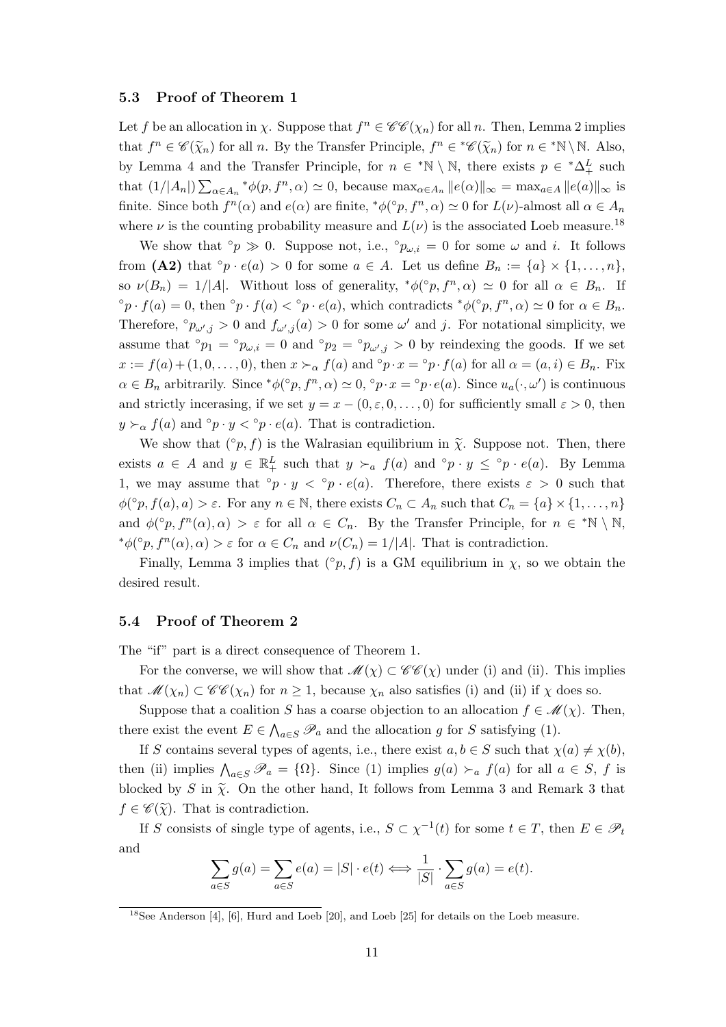### 5.3 Proof of Theorem 1

Let $f$ be an allocation in $\chi$. Suppose that $f^n \in \mathscr{CC}(\chi_n)$ for all $n$. Then, Lemma 2 implies that $f^n \in \mathscr{C}(\widetilde{\chi}_n)$ for all $n$. By the Transfer Principle, $f^n \in {}^*\mathscr{C}(\widetilde{\chi}_n)$ for $n \in {}^*\mathbb{N} \setminus \mathbb{N}$. Also, by Lemma 4 and the Transfer Principle, for $n \in {}^*\mathbb{N} \setminus \mathbb{N}$, there exists $p \in {}^*\Delta^L_+$ such that $(1/|A_n|) \sum_{\alpha \in A_n} {}^*\phi(p, f^n, \alpha) \simeq 0$, because $\max_{\alpha \in A_n} \|e(\alpha)\|_\infty = \max_{a \in A} \|e(a)\|_\infty$ is finite. Since both $f^n(\alpha)$ and $e(\alpha)$ are finite, ${}^*\phi(^\circ p, f^n, \alpha) \simeq 0$ for $L(\nu)$-almost all $\alpha \in A_n$ where $\nu$ is the counting probability measure and $L(\nu)$ is the associated Loeb measure.[18]

We show that $^\circ p \gg 0$. Suppose not, i.e., $^\circ p_{\omega,i} = 0$ for some $\omega$ and $i$. It follows from **(A2)** that $^\circ p \cdot e(a) > 0$ for some $a \in A$. Let us define $B_n := \{a\} \times \{1, \ldots, n\}$, so $\nu(B_n) = 1/|A|$. Without loss of generality, ${}^*\phi(^\circ p, f^n, \alpha) \simeq 0$ for all $\alpha \in B_n$. If $^\circ p \cdot f(a) = 0$, then $^\circ p \cdot f(a) < {}^\circ p \cdot e(a)$, which contradicts ${}^*\phi(^\circ p, f^n, \alpha) \simeq 0$ for $\alpha \in B_n$. Therefore, $^\circ p_{\omega',j} > 0$ and $f_{\omega',j}(a) > 0$ for some $\omega'$ and $j$. For notational simplicity, we assume that $^\circ p_1 = {}^\circ p_{\omega,i} = 0$ and $^\circ p_2 = {}^\circ p_{\omega',j} > 0$ by reindexing the goods. If we set $x := f(a) + (1, 0, \ldots, 0)$, then $x \succ_\alpha f(a)$ and $^\circ p \cdot x = {}^\circ p \cdot f(a)$ for all $\alpha = (a, i) \in B_n$. Fix $\alpha \in B_n$ arbitrarily. Since ${}^*\phi(^\circ p, f^n, \alpha) \simeq 0$, $^\circ p \cdot x = {}^\circ p \cdot e(a)$. Since $u_a(\cdot, \omega')$ is continuous and strictly incerasing, if we set $y = x - (0, \varepsilon, 0, \ldots, 0)$ for sufficiently small $\varepsilon > 0$, then $y \succ_\alpha f(a)$ and $^\circ p \cdot y < {}^\circ p \cdot e(a)$. That is contradiction.

We show that $(^\circ p, f)$ is the Walrasian equilibrium in $\widetilde{\chi}$. Suppose not. Then, there exists $a \in A$ and $y \in \mathbb{R}^L_+$ such that $y \succ_a f(a)$ and $^\circ p \cdot y \leq {}^\circ p \cdot e(a)$. By Lemma 1, we may assume that $^\circ p \cdot y < {}^\circ p \cdot e(a)$. Therefore, there exists $\varepsilon > 0$ such that $\phi(^\circ p, f(a), a) > \varepsilon$. For any $n \in \mathbb{N}$, there exists $C_n \subset A_n$ such that $C_n = \{a\} \times \{1, \ldots, n\}$ and $\phi(^\circ p, f^n(\alpha), \alpha) > \varepsilon$ for all $\alpha \in C_n$. By the Transfer Principle, for $n \in {}^*\mathbb{N} \setminus \mathbb{N}$, ${}^*\phi(^\circ p, f^n(\alpha), \alpha) > \varepsilon$ for $\alpha \in C_n$ and $\nu(C_n) = 1/|A|$. That is contradiction.

Finally, Lemma 3 implies that $(^\circ p, f)$ is a GM equilibrium in $\chi$, so we obtain the desired result.

### 5.4 Proof of Theorem 2

The "if" part is a direct consequence of Theorem 1.

For the converse, we will show that $\mathscr{M}(\chi) \subset \mathscr{CC}(\chi)$ under (i) and (ii). This implies that $\mathscr{M}(\chi_n) \subset \mathscr{CC}(\chi_n)$ for $n \geq 1$, because $\chi_n$ also satisfies (i) and (ii) if $\chi$ does so.

Suppose that a coalition $S$ has a coarse objection to an allocation $f \in \mathscr{M}(\chi)$. Then, there exist the event $E \in \bigwedge_{a \in S} \mathscr{P}_a$ and the allocation $g$ for $S$ satisfying (1).

If $S$ contains several types of agents, i.e., there exist $a, b \in S$ such that $\chi(a) \neq \chi(b)$, then (ii) implies $\bigwedge_{a \in S} \mathscr{P}_a = \{\Omega\}$. Since (1) implies $g(a) \succ_a f(a)$ for all $a \in S$, $f$ is blocked by $S$ in $\widetilde{\chi}$. On the other hand, It follows from Lemma 3 and Remark 3 that $f \in \mathscr{C}(\widetilde{\chi})$. That is contradiction.

If $S$ consists of single type of agents, i.e., $S \subset \chi^{-1}(t)$ for some $t \in T$, then $E \in \mathscr{P}_t$ and

$$\sum_{a \in S} g(a) = \sum_{a \in S} e(a) = |S| \cdot e(t) \Longleftrightarrow \frac{1}{|S|} \cdot \sum_{a \in S} g(a) = e(t).$$

---

[18] See Anderson [4], [6], Hurd and Loeb [20], and Loeb [25] for details on the Loeb measure.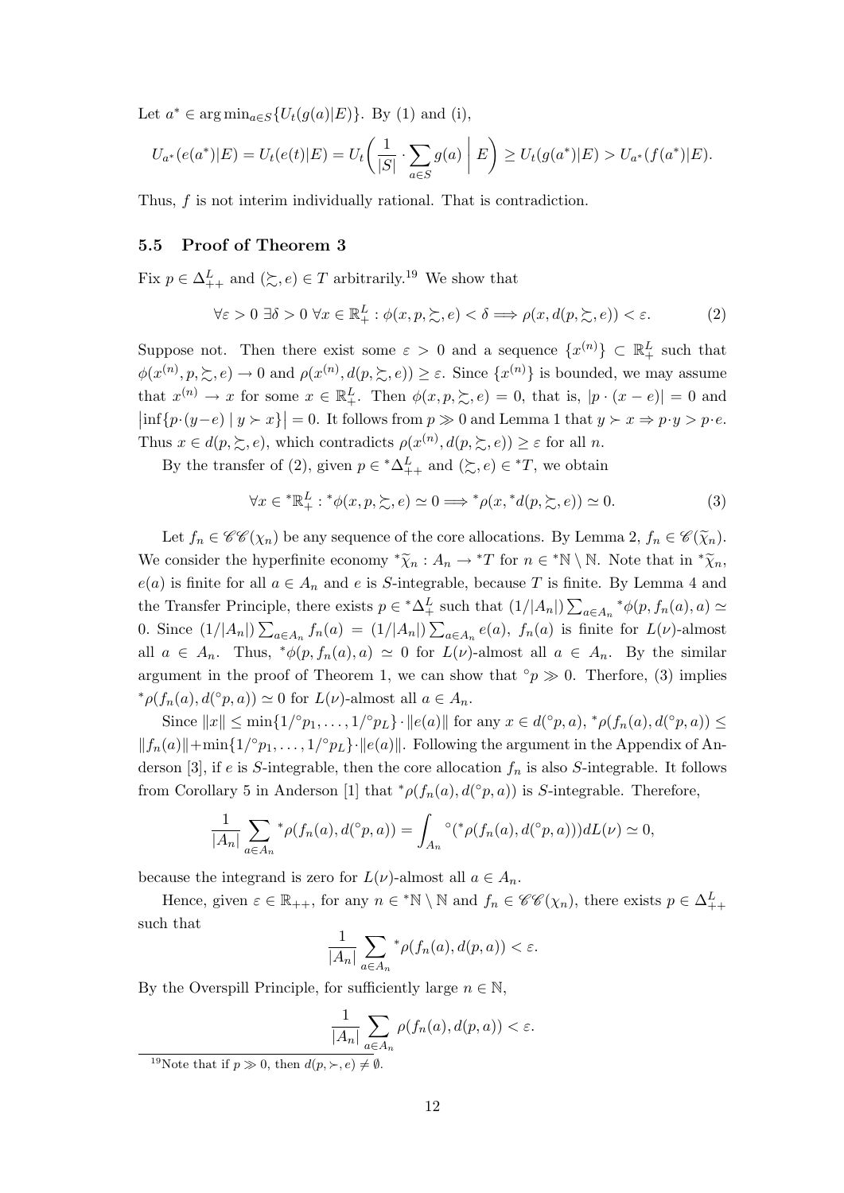Let $a^* \in \arg\min_{a \in S}\{U_t(g(a)|E)\}$. By (1) and (i),

$$U_{a^*}(e(a^*)|E) = U_t(e(t)|E) = U_t\left(\frac{1}{|S|} \cdot \sum_{a \in S} g(a) \,\middle|\, E\right) \geq U_t(g(a^*)|E) > U_{a^*}(f(a^*)|E).$$

Thus, $f$ is not interim individually rational. That is contradiction.

### 5.5 Proof of Theorem 3

Fix $p \in \Delta^L_{++}$ and $(\succsim, e) \in T$ arbitrarily.[19] We show that

$$\forall \varepsilon > 0 \; \exists \delta > 0 \; \forall x \in \mathbb{R}^L_+ : \phi(x, p, \succsim, e) < \delta \Longrightarrow \rho(x, d(p, \succsim, e)) < \varepsilon. \tag{2}$$

Suppose not. Then there exist some $\varepsilon > 0$ and a sequence $\{x^{(n)}\} \subset \mathbb{R}^L_+$ such that $\phi(x^{(n)}, p, \succsim, e) \to 0$ and $\rho(x^{(n)}, d(p, \succsim, e)) \geq \varepsilon$. Since $\{x^{(n)}\}$ is bounded, we may assume that $x^{(n)} \to x$ for some $x \in \mathbb{R}^L_+$. Then $\phi(x, p, \succsim, e) = 0$, that is, $|p \cdot (x - e)| = 0$ and $\left|\inf\{p \cdot (y - e) \mid y \succ x\}\right| = 0$. It follows from $p \gg 0$ and Lemma 1 that $y \succ x \Rightarrow p \cdot y > p \cdot e$. Thus $x \in d(p, \succsim, e)$, which contradicts $\rho(x^{(n)}, d(p, \succsim, e)) \geq \varepsilon$ for all $n$.

By the transfer of (2), given $p \in {}^*\Delta^L_{++}$ and $(\succsim, e) \in {}^*T$, we obtain

$$\forall x \in {}^*\mathbb{R}^L_+ : {}^*\phi(x, p, \succsim, e) \simeq 0 \Longrightarrow {}^*\rho(x, {}^*d(p, \succsim, e)) \simeq 0. \tag{3}$$

Let $f_n \in \mathscr{CC}(\chi_n)$ be any sequence of the core allocations. By Lemma 2, $f_n \in \mathscr{C}(\widetilde{\chi}_n)$. We consider the hyperfinite economy ${}^*\widetilde{\chi}_n : A_n \to {}^*T$ for $n \in {}^*\mathbb{N} \setminus \mathbb{N}$. Note that in ${}^*\widetilde{\chi}_n$, $e(a)$ is finite for all $a \in A_n$ and $e$ is $S$-integrable, because $T$ is finite. By Lemma 4 and the Transfer Principle, there exists $p \in {}^*\Delta^L_+$ such that $(1/|A_n|) \sum_{a \in A_n} {}^*\phi(p, f_n(a), a) \simeq 0$. Since $(1/|A_n|) \sum_{a \in A_n} f_n(a) = (1/|A_n|) \sum_{a \in A_n} e(a)$, $f_n(a)$ is finite for $L(\nu)$-almost all $a \in A_n$. Thus, ${}^*\phi(p, f_n(a), a) \simeq 0$ for $L(\nu)$-almost all $a \in A_n$. By the similar argument in the proof of Theorem 1, we can show that ${}^\circ p \gg 0$. Therfore, (3) implies ${}^*\rho(f_n(a), d({}^\circ p, a)) \simeq 0$ for $L(\nu)$-almost all $a \in A_n$.

Since $\|x\| \leq \min\{1/{}^\circ p_1, \ldots, 1/{}^\circ p_L\} \cdot \|e(a)\|$ for any $x \in d({}^\circ p, a)$, ${}^*\rho(f_n(a), d({}^\circ p, a)) \leq \|f_n(a)\| + \min\{1/{}^\circ p_1, \ldots, 1/{}^\circ p_L\} \cdot \|e(a)\|$. Following the argument in the Appendix of Anderson [3], if $e$ is $S$-integrable, then the core allocation $f_n$ is also $S$-integrable. It follows from Corollary 5 in Anderson [1] that ${}^*\rho(f_n(a), d({}^\circ p, a))$ is $S$-integrable. Therefore,

$$\frac{1}{|A_n|} \sum_{a \in A_n} {}^*\rho(f_n(a), d({}^\circ p, a)) = \int_{A_n} {}^\circ({}^*\rho(f_n(a), d({}^\circ p, a))) dL(\nu) \simeq 0,$$

because the integrand is zero for $L(\nu)$-almost all $a \in A_n$.

Hence, given $\varepsilon \in \mathbb{R}_{++}$, for any $n \in {}^*\mathbb{N} \setminus \mathbb{N}$ and $f_n \in \mathscr{CC}(\chi_n)$, there exists $p \in \Delta^L_{++}$ such that

$$\frac{1}{|A_n|} \sum_{a \in A_n} {}^*\rho(f_n(a), d(p, a)) < \varepsilon.$$

By the Overspill Principle, for sufficiently large $n \in \mathbb{N}$,

$$\frac{1}{|A_n|} \sum_{a \in A_n} \rho(f_n(a), d(p, a)) < \varepsilon.$$

[19] Note that if $p \gg 0$, then $d(p, \succ, e) \neq \emptyset$.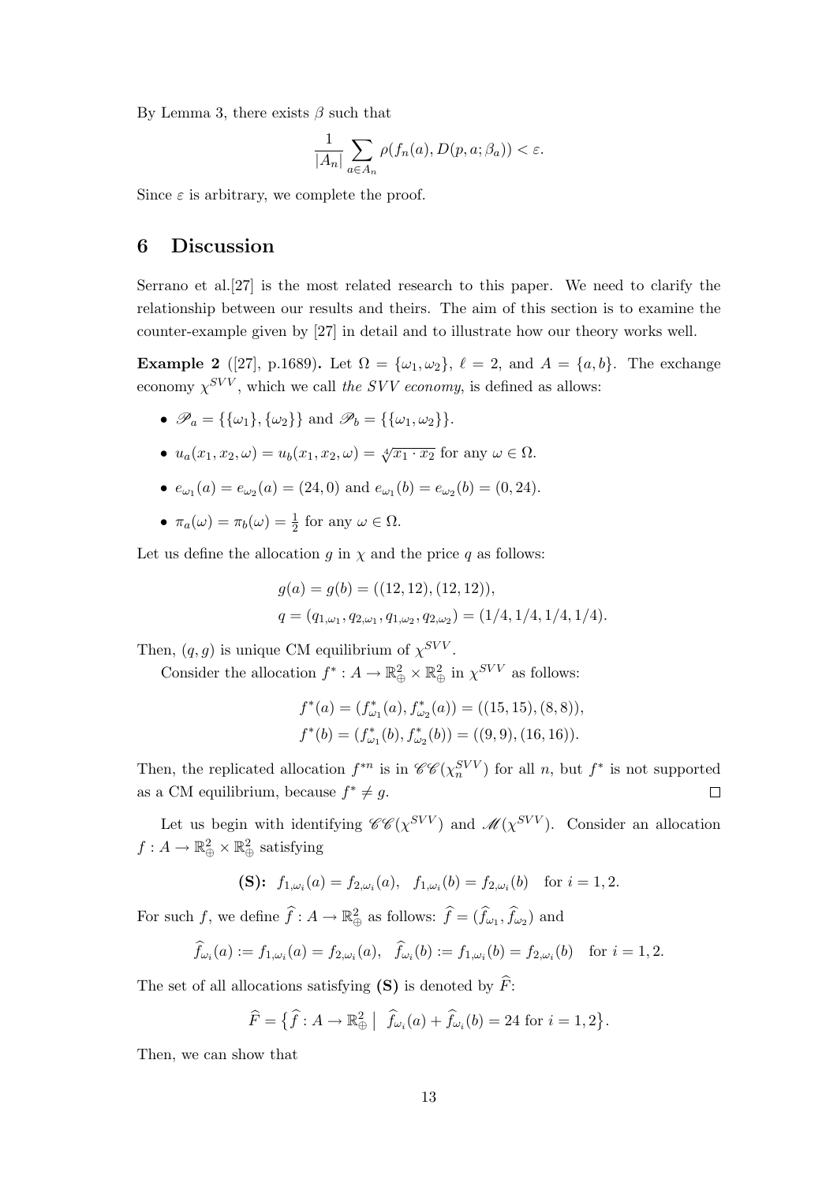By Lemma 3, there exists $\beta$ such that

$$\frac{1}{|A_n|} \sum_{a \in A_n} \rho(f_n(a), D(p, a; \beta_a)) < \varepsilon.$$

Since $\varepsilon$ is arbitrary, we complete the proof.

## 6 Discussion

Serrano et al.[27] is the most related research to this paper. We need to clarify the relationship between our results and theirs. The aim of this section is to examine the counter-example given by [27] in detail and to illustrate how our theory works well.

**Example 2** ([27], p.1689)**.** Let $\Omega = \{\omega_1, \omega_2\}$, $\ell = 2$, and $A = \{a, b\}$. The exchange economy $\chi^{SVV}$, which we call *the SVV economy*, is defined as allows:

- $\mathscr{P}_a = \{\{\omega_1\}, \{\omega_2\}\}$ and $\mathscr{P}_b = \{\{\omega_1, \omega_2\}\}$.
- $u_a(x_1, x_2, \omega) = u_b(x_1, x_2, \omega) = \sqrt[4]{x_1 \cdot x_2}$ for any $\omega \in \Omega$.
- $e_{\omega_1}(a) = e_{\omega_2}(a) = (24, 0)$ and $e_{\omega_1}(b) = e_{\omega_2}(b) = (0, 24)$.
- $\pi_a(\omega) = \pi_b(\omega) = \frac{1}{2}$ for any $\omega \in \Omega$.

Let us define the allocation $g$ in $\chi$ and the price $q$ as follows:

$$g(a) = g(b) = ((12, 12), (12, 12)),$$
$$q = (q_{1,\omega_1}, q_{2,\omega_1}, q_{1,\omega_2}, q_{2,\omega_2}) = (1/4, 1/4, 1/4, 1/4).$$

Then, $(q, g)$ is unique CM equilibrium of $\chi^{SVV}$.

Consider the allocation $f^* : A \to \mathbb{R}^2_\oplus \times \mathbb{R}^2_\oplus$ in $\chi^{SVV}$ as follows:

$$f^*(a) = (f^*_{\omega_1}(a), f^*_{\omega_2}(a)) = ((15, 15), (8, 8)),$$
$$f^*(b) = (f^*_{\omega_1}(b), f^*_{\omega_2}(b)) = ((9, 9), (16, 16)).$$

Then, the replicated allocation $f^{*n}$ is in $\mathscr{CC}(\chi^{SVV}_n)$ for all $n$, but $f^*$ is not supported as a CM equilibrium, because $f^* \neq g$. $\square$

Let us begin with identifying $\mathscr{CC}(\chi^{SVV})$ and $\mathscr{M}(\chi^{SVV})$. Consider an allocation $f : A \to \mathbb{R}^2_\oplus \times \mathbb{R}^2_\oplus$ satisfying

$$\textbf{(S):}\ \ f_{1,\omega_i}(a) = f_{2,\omega_i}(a), \ \ f_{1,\omega_i}(b) = f_{2,\omega_i}(b) \ \ \text{for } i = 1, 2.$$

For such $f$, we define $\widehat{f} : A \to \mathbb{R}^2_\oplus$ as follows: $\widehat{f} = (\widehat{f}_{\omega_1}, \widehat{f}_{\omega_2})$ and

$$\widehat{f}_{\omega_i}(a) := f_{1,\omega_i}(a) = f_{2,\omega_i}(a), \ \ \widehat{f}_{\omega_i}(b) := f_{1,\omega_i}(b) = f_{2,\omega_i}(b) \ \ \text{for } i = 1, 2.$$

The set of all allocations satisfying **(S)** is denoted by $\widehat{F}$:

$$\widehat{F} = \left\{ \widehat{f} : A \to \mathbb{R}^2_\oplus \ \middle| \ \widehat{f}_{\omega_i}(a) + \widehat{f}_{\omega_i}(b) = 24 \text{ for } i = 1, 2 \right\}.$$

Then, we can show that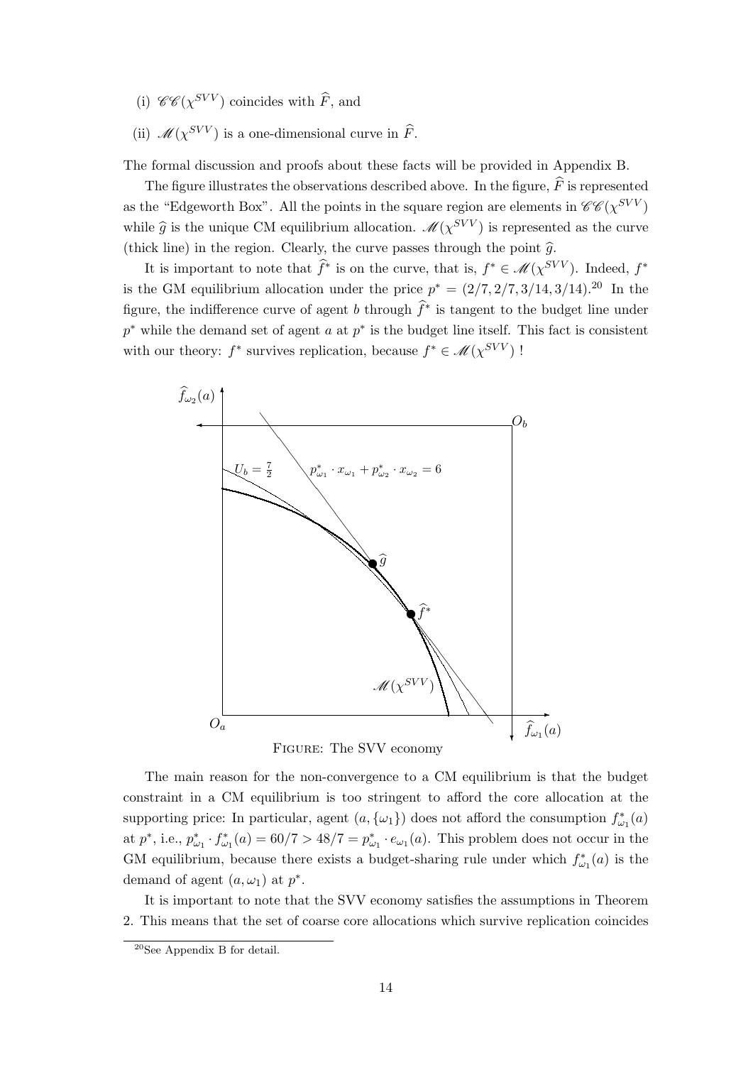(i) $\mathscr{CC}(\chi^{SVV})$ coincides with $\widehat{F}$, and

(ii) $\mathscr{M}(\chi^{SVV})$ is a one-dimensional curve in $\widehat{F}$.

The formal discussion and proofs about these facts will be provided in Appendix B.

The figure illustrates the observations described above. In the figure, $\widehat{F}$ is represented as the "Edgeworth Box". All the points in the square region are elements in $\mathscr{CC}(\chi^{SVV})$ while $\widehat{g}$ is the unique CM equilibrium allocation. $\mathscr{M}(\chi^{SVV})$ is represented as the curve (thick line) in the region. Clearly, the curve passes through the point $\widehat{g}$.

It is important to note that $\widehat{f}^*$ is on the curve, that is, $f^* \in \mathscr{M}(\chi^{SVV})$. Indeed, $f^*$ is the GM equilibrium allocation under the price $p^* = (2/7, 2/7, 3/14, 3/14)$.[20] In the figure, the indifference curve of agent $b$ through $\widehat{f}^*$ is tangent to the budget line under $p^*$ while the demand set of agent $a$ at $p^*$ is the budget line itself. This fact is consistent with our theory: $f^*$ survives replication, because $f^* \in \mathscr{M}(\chi^{SVV})$ !

FIGURE: The SVV economy

The main reason for the non-convergence to a CM equilibrium is that the budget constraint in a CM equilibrium is too stringent to afford the core allocation at the supporting price: In particular, agent $(a, \{\omega_1\})$ does not afford the consumption $f^*_{\omega_1}(a)$ at $p^*$, i.e., $p^*_{\omega_1} \cdot f^*_{\omega_1}(a) = 60/7 > 48/7 = p^*_{\omega_1} \cdot e_{\omega_1}(a)$. This problem does not occur in the GM equilibrium, because there exists a budget-sharing rule under which $f^*_{\omega_1}(a)$ is the demand of agent $(a, \omega_1)$ at $p^*$.

It is important to note that the SVV economy satisfies the assumptions in Theorem 2. This means that the set of coarse core allocations which survive replication coincides

[20] See Appendix B for detail.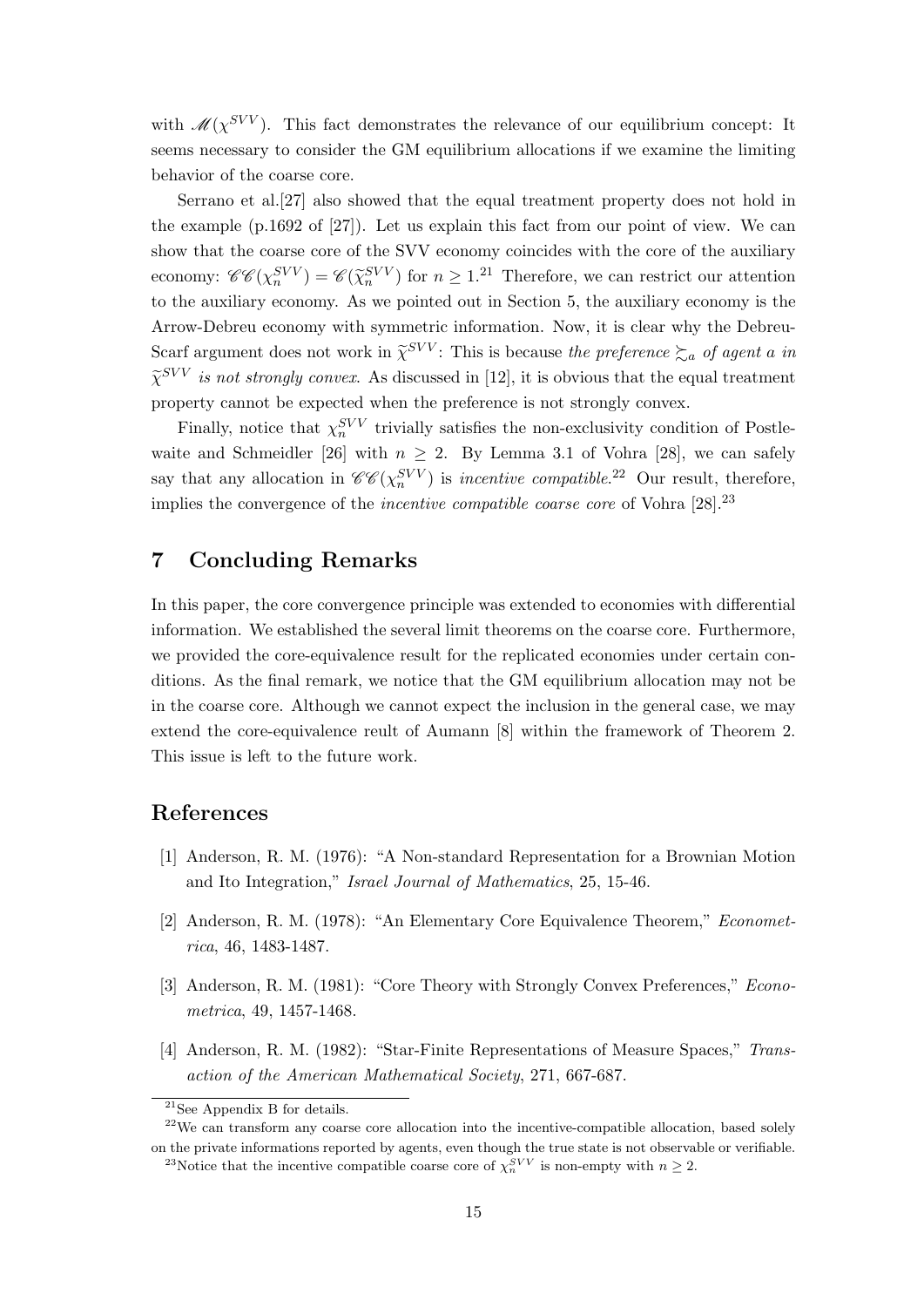with $\mathscr{M}(\chi^{SVV})$. This fact demonstrates the relevance of our equilibrium concept: It seems necessary to consider the GM equilibrium allocations if we examine the limiting behavior of the coarse core.

Serrano et al.[27] also showed that the equal treatment property does not hold in the example (p.1692 of [27]). Let us explain this fact from our point of view. We can show that the coarse core of the SVV economy coincides with the core of the auxiliary economy: $\mathscr{CC}(\chi_n^{SVV}) = \mathscr{C}(\widetilde{\chi}_n^{SVV})$ for $n \geq 1$.[21] Therefore, we can restrict our attention to the auxiliary economy. As we pointed out in Section 5, the auxiliary economy is the Arrow-Debreu economy with symmetric information. Now, it is clear why the Debreu-Scarf argument does not work in $\widetilde{\chi}^{SVV}$: This is because *the preference* $\succsim_a$ *of agent* $a$ *in* $\widetilde{\chi}^{SVV}$ *is not strongly convex*. As discussed in [12], it is obvious that the equal treatment property cannot be expected when the preference is not strongly convex.

Finally, notice that $\chi_n^{SVV}$ trivially satisfies the non-exclusivity condition of Postlewaite and Schmeidler [26] with $n \geq 2$. By Lemma 3.1 of Vohra [28], we can safely say that any allocation in $\mathscr{CC}(\chi_n^{SVV})$ is *incentive compatible*.[22] Our result, therefore, implies the convergence of the *incentive compatible coarse core* of Vohra [28].[23]

## 7 Concluding Remarks

In this paper, the core convergence principle was extended to economies with differential information. We established the several limit theorems on the coarse core. Furthermore, we provided the core-equivalence result for the replicated economies under certain conditions. As the final remark, we notice that the GM equilibrium allocation may not be in the coarse core. Although we cannot expect the inclusion in the general case, we may extend the core-equivalence reult of Aumann [8] within the framework of Theorem 2. This issue is left to the future work.

## References

[1] Anderson, R. M. (1976): "A Non-standard Representation for a Brownian Motion and Ito Integration," *Israel Journal of Mathematics*, 25, 15-46.

[2] Anderson, R. M. (1978): "An Elementary Core Equivalence Theorem," *Econometrica*, 46, 1483-1487.

[3] Anderson, R. M. (1981): "Core Theory with Strongly Convex Preferences," *Econometrica*, 49, 1457-1468.

[4] Anderson, R. M. (1982): "Star-Finite Representations of Measure Spaces," *Transaction of the American Mathematical Society*, 271, 667-687.

---

[21] See Appendix B for details.

[22] We can transform any coarse core allocation into the incentive-compatible allocation, based solely on the private informations reported by agents, even though the true state is not observable or verifiable.

[23] Notice that the incentive compatible coarse core of $\chi_n^{SVV}$ is non-empty with $n \geq 2$.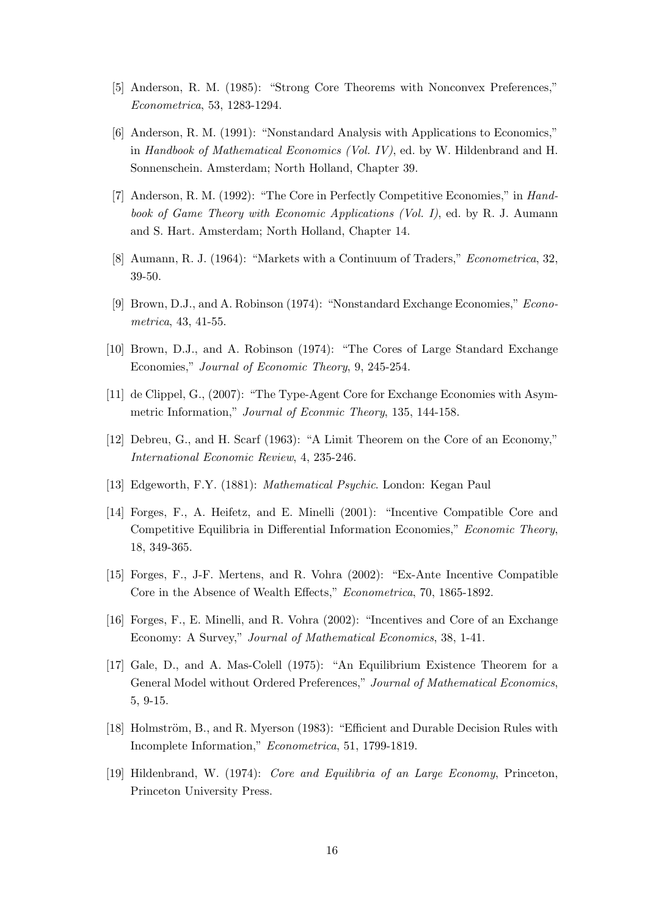[5] Anderson, R. M. (1985): "Strong Core Theorems with Nonconvex Preferences," *Econometrica*, 53, 1283-1294.

[6] Anderson, R. M. (1991): "Nonstandard Analysis with Applications to Economics," in *Handbook of Mathematical Economics (Vol. IV)*, ed. by W. Hildenbrand and H. Sonnenschein. Amsterdam; North Holland, Chapter 39.

[7] Anderson, R. M. (1992): "The Core in Perfectly Competitive Economies," in *Handbook of Game Theory with Economic Applications (Vol. I)*, ed. by R. J. Aumann and S. Hart. Amsterdam; North Holland, Chapter 14.

[8] Aumann, R. J. (1964): "Markets with a Continuum of Traders," *Econometrica*, 32, 39-50.

[9] Brown, D.J., and A. Robinson (1974): "Nonstandard Exchange Economies," *Econometrica*, 43, 41-55.

[10] Brown, D.J., and A. Robinson (1974): "The Cores of Large Standard Exchange Economies," *Journal of Economic Theory*, 9, 245-254.

[11] de Clippel, G., (2007): "The Type-Agent Core for Exchange Economies with Asymmetric Information," *Journal of Econmic Theory*, 135, 144-158.

[12] Debreu, G., and H. Scarf (1963): "A Limit Theorem on the Core of an Economy," *International Economic Review*, 4, 235-246.

[13] Edgeworth, F.Y. (1881): *Mathematical Psychic*. London: Kegan Paul

[14] Forges, F., A. Heifetz, and E. Minelli (2001): "Incentive Compatible Core and Competitive Equilibria in Differential Information Economies," *Economic Theory*, 18, 349-365.

[15] Forges, F., J-F. Mertens, and R. Vohra (2002): "Ex-Ante Incentive Compatible Core in the Absence of Wealth Effects," *Econometrica*, 70, 1865-1892.

[16] Forges, F., E. Minelli, and R. Vohra (2002): "Incentives and Core of an Exchange Economy: A Survey," *Journal of Mathematical Economics*, 38, 1-41.

[17] Gale, D., and A. Mas-Colell (1975): "An Equilibrium Existence Theorem for a General Model without Ordered Preferences," *Journal of Mathematical Economics*, 5, 9-15.

[18] Holmström, B., and R. Myerson (1983): "Efficient and Durable Decision Rules with Incomplete Information," *Econometrica*, 51, 1799-1819.

[19] Hildenbrand, W. (1974): *Core and Equilibria of an Large Economy*, Princeton, Princeton University Press.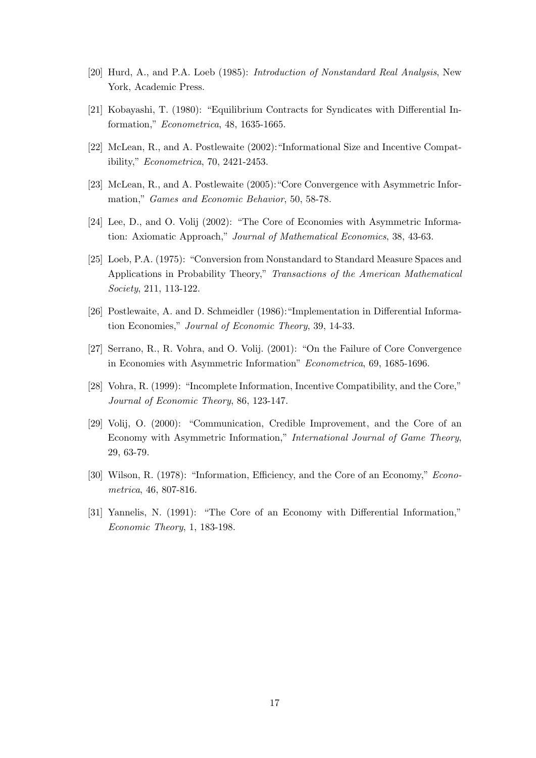[20] Hurd, A., and P.A. Loeb (1985): *Introduction of Nonstandard Real Analysis*, New York, Academic Press.

[21] Kobayashi, T. (1980): "Equilibrium Contracts for Syndicates with Differential Information," *Econometrica*, 48, 1635-1665.

[22] McLean, R., and A. Postlewaite (2002): "Informational Size and Incentive Compatibility," *Econometrica*, 70, 2421-2453.

[23] McLean, R., and A. Postlewaite (2005): "Core Convergence with Asymmetric Information," *Games and Economic Behavior*, 50, 58-78.

[24] Lee, D., and O. Volij (2002): "The Core of Economies with Asymmetric Information: Axiomatic Approach," *Journal of Mathematical Economics*, 38, 43-63.

[25] Loeb, P.A. (1975): "Conversion from Nonstandard to Standard Measure Spaces and Applications in Probability Theory," *Transactions of the American Mathematical Society*, 211, 113-122.

[26] Postlewaite, A. and D. Schmeidler (1986): "Implementation in Differential Information Economies," *Journal of Economic Theory*, 39, 14-33.

[27] Serrano, R., R. Vohra, and O. Volij. (2001): "On the Failure of Core Convergence in Economies with Asymmetric Information" *Econometrica*, 69, 1685-1696.

[28] Vohra, R. (1999): "Incomplete Information, Incentive Compatibility, and the Core," *Journal of Economic Theory*, 86, 123-147.

[29] Volij, O. (2000): "Communication, Credible Improvement, and the Core of an Economy with Asymmetric Information," *International Journal of Game Theory*, 29, 63-79.

[30] Wilson, R. (1978): "Information, Efficiency, and the Core of an Economy," *Econometrica*, 46, 807-816.

[31] Yannelis, N. (1991): "The Core of an Economy with Differential Information," *Economic Theory*, 1, 183-198.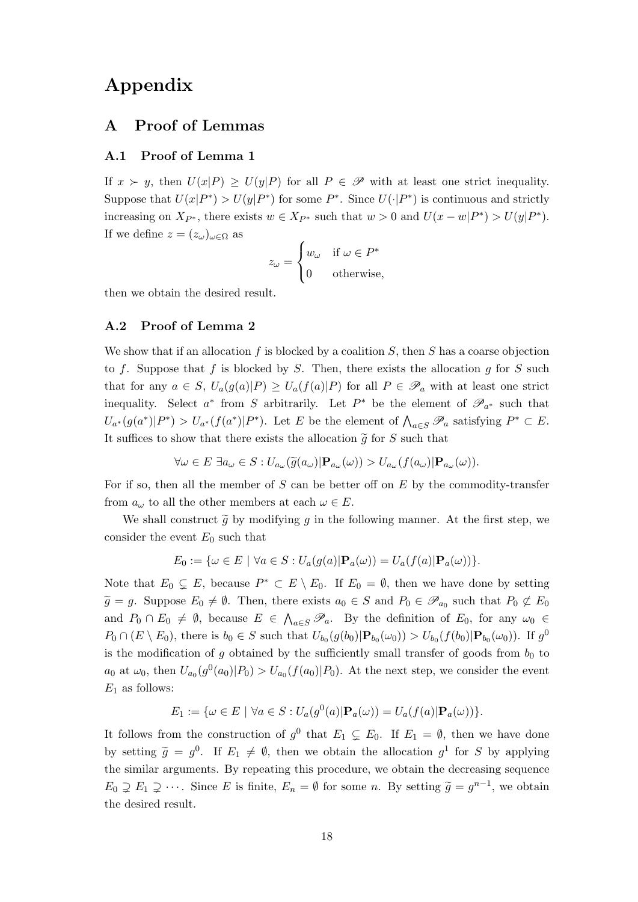# Appendix

## A Proof of Lemmas

### A.1 Proof of Lemma 1

If $x \succ y$, then $U(x|P) \geq U(y|P)$ for all $P \in \mathscr{P}$ with at least one strict inequality. Suppose that $U(x|P^*) > U(y|P^*)$ for some $P^*$. Since $U(\cdot|P^*)$ is continuous and strictly increasing on $X_{P^*}$, there exists $w \in X_{P^*}$ such that $w > 0$ and $U(x - w|P^*) > U(y|P^*)$. If we define $z = (z_\omega)_{\omega \in \Omega}$ as

$$z_\omega = \begin{cases} w_\omega & \text{if } \omega \in P^* \\ 0 & \text{otherwise,} \end{cases}$$

then we obtain the desired result.

### A.2 Proof of Lemma 2

We show that if an allocation $f$ is blocked by a coalition $S$, then $S$ has a coarse objection to $f$. Suppose that $f$ is blocked by $S$. Then, there exists the allocation $g$ for $S$ such that for any $a \in S$, $U_a(g(a)|P) \geq U_a(f(a)|P)$ for all $P \in \mathscr{P}_a$ with at least one strict inequality. Select $a^*$ from $S$ arbitrarily. Let $P^*$ be the element of $\mathscr{P}_{a^*}$ such that $U_{a^*}(g(a^*)|P^*) > U_{a^*}(f(a^*)|P^*)$. Let $E$ be the element of $\bigwedge_{a \in S} \mathscr{P}_a$ satisfying $P^* \subset E$. It suffices to show that there exists the allocation $\widetilde{g}$ for $S$ such that

$$\forall \omega \in E \ \exists a_\omega \in S : U_{a_\omega}(\widetilde{g}(a_\omega)|\mathbf{P}_{a_\omega}(\omega)) > U_{a_\omega}(f(a_\omega)|\mathbf{P}_{a_\omega}(\omega)).$$

For if so, then all the member of $S$ can be better off on $E$ by the commodity-transfer from $a_\omega$ to all the other members at each $\omega \in E$.

We shall construct $\widetilde{g}$ by modifying $g$ in the following manner. At the first step, we consider the event $E_0$ such that

$$E_0 := \{\omega \in E \mid \forall a \in S : U_a(g(a)|\mathbf{P}_a(\omega)) = U_a(f(a)|\mathbf{P}_a(\omega))\}.$$

Note that $E_0 \subsetneq E$, because $P^* \subset E \setminus E_0$. If $E_0 = \emptyset$, then we have done by setting $\widetilde{g} = g$. Suppose $E_0 \neq \emptyset$. Then, there exists $a_0 \in S$ and $P_0 \in \mathscr{P}_{a_0}$ such that $P_0 \not\subset E_0$ and $P_0 \cap E_0 \neq \emptyset$, because $E \in \bigwedge_{a \in S} \mathscr{P}_a$. By the definition of $E_0$, for any $\omega_0 \in P_0 \cap (E \setminus E_0)$, there is $b_0 \in S$ such that $U_{b_0}(g(b_0)|\mathbf{P}_{b_0}(\omega_0)) > U_{b_0}(f(b_0)|\mathbf{P}_{b_0}(\omega_0))$. If $g^0$ is the modification of $g$ obtained by the sufficiently small transfer of goods from $b_0$ to $a_0$ at $\omega_0$, then $U_{a_0}(g^0(a_0)|P_0) > U_{a_0}(f(a_0)|P_0)$. At the next step, we consider the event $E_1$ as follows:

$$E_1 := \{\omega \in E \mid \forall a \in S : U_a(g^0(a)|\mathbf{P}_a(\omega)) = U_a(f(a)|\mathbf{P}_a(\omega))\}.$$

It follows from the construction of $g^0$ that $E_1 \subsetneq E_0$. If $E_1 = \emptyset$, then we have done by setting $\widetilde{g} = g^0$. If $E_1 \neq \emptyset$, then we obtain the allocation $g^1$ for $S$ by applying the similar arguments. By repeating this procedure, we obtain the decreasing sequence $E_0 \supsetneq E_1 \supsetneq \cdots$. Since $E$ is finite, $E_n = \emptyset$ for some $n$. By setting $\widetilde{g} = g^{n-1}$, we obtain the desired result.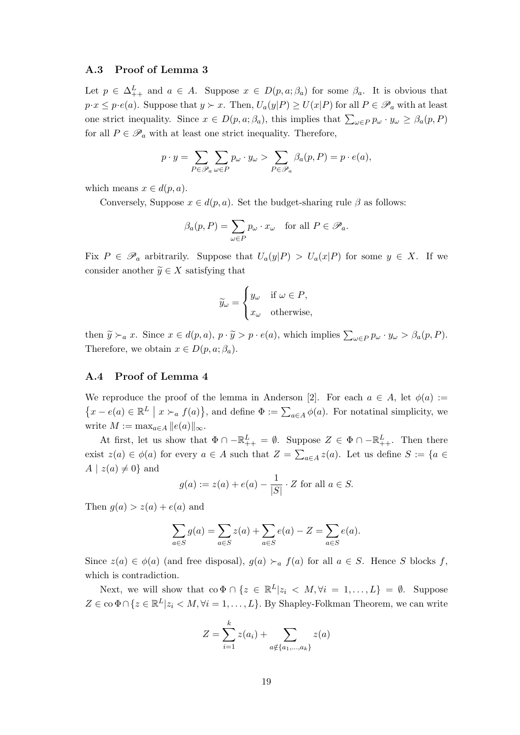### A.3 Proof of Lemma 3

Let $p \in \Delta^L_{++}$ and $a \in A$. Suppose $x \in D(p, a; \beta_a)$ for some $\beta_a$. It is obvious that $p \cdot x \leq p \cdot e(a)$. Suppose that $y \succ x$. Then, $U_a(y|P) \geq U(x|P)$ for all $P \in \mathscr{P}_a$ with at least one strict inequality. Since $x \in D(p, a; \beta_a)$, this implies that $\sum_{\omega \in P} p_\omega \cdot y_\omega \geq \beta_a(p, P)$ for all $P \in \mathscr{P}_a$ with at least one strict inequality. Therefore,

$$p \cdot y = \sum_{P \in \mathscr{P}_a} \sum_{\omega \in P} p_\omega \cdot y_\omega > \sum_{P \in \mathscr{P}_a} \beta_a(p, P) = p \cdot e(a),$$

which means $x \in d(p, a)$.

Conversely, Suppose $x \in d(p, a)$. Set the budget-sharing rule $\beta$ as follows:

$$\beta_a(p, P) = \sum_{\omega \in P} p_\omega \cdot x_\omega \quad \text{for all } P \in \mathscr{P}_a.$$

Fix $P \in \mathscr{P}_a$ arbitrarily. Suppose that $U_a(y|P) > U_a(x|P)$ for some $y \in X$. If we consider another $\widetilde{y} \in X$ satisfying that

$$\widetilde{y}_\omega = \begin{cases} y_\omega & \text{if } \omega \in P, \\ x_\omega & \text{otherwise,} \end{cases}$$

then $\widetilde{y} \succ_a x$. Since $x \in d(p, a)$, $p \cdot \widetilde{y} > p \cdot e(a)$, which implies $\sum_{\omega \in P} p_\omega \cdot y_\omega > \beta_a(p, P)$. Therefore, we obtain $x \in D(p, a; \beta_a)$.

### A.4 Proof of Lemma 4

We reproduce the proof of the lemma in Anderson [2]. For each $a \in A$, let $\phi(a) := \{x - e(a) \in \mathbb{R}^L \mid x \succ_a f(a)\}$, and define $\Phi := \sum_{a \in A} \phi(a)$. For notatinal simplicity, we write $M := \max_{a \in A} \|e(a)\|_\infty$.

At first, let us show that $\Phi \cap -\mathbb{R}^L_{++} = \emptyset$. Suppose $Z \in \Phi \cap -\mathbb{R}^L_{++}$. Then there exist $z(a) \in \phi(a)$ for every $a \in A$ such that $Z = \sum_{a \in A} z(a)$. Let us define $S := \{a \in A \mid z(a) \neq 0\}$ and

$$g(a) := z(a) + e(a) - \frac{1}{|S|} \cdot Z \text{ for all } a \in S.$$

Then $g(a) > z(a) + e(a)$ and

$$\sum_{a \in S} g(a) = \sum_{a \in S} z(a) + \sum_{a \in S} e(a) - Z = \sum_{a \in S} e(a).$$

Since $z(a) \in \phi(a)$ (and free disposal), $g(a) \succ_a f(a)$ for all $a \in S$. Hence $S$ blocks $f$, which is contradiction.

Next, we will show that $\operatorname{co} \Phi \cap \{z \in \mathbb{R}^L | z_i < M, \forall i = 1, \ldots, L\} = \emptyset$. Suppose $Z \in \operatorname{co} \Phi \cap \{z \in \mathbb{R}^L | z_i < M, \forall i = 1, \ldots, L\}$. By Shapley-Folkman Theorem, we can write

$$Z = \sum_{i=1}^{k} z(a_i) + \sum_{a \notin \{a_1, \ldots, a_k\}} z(a)$$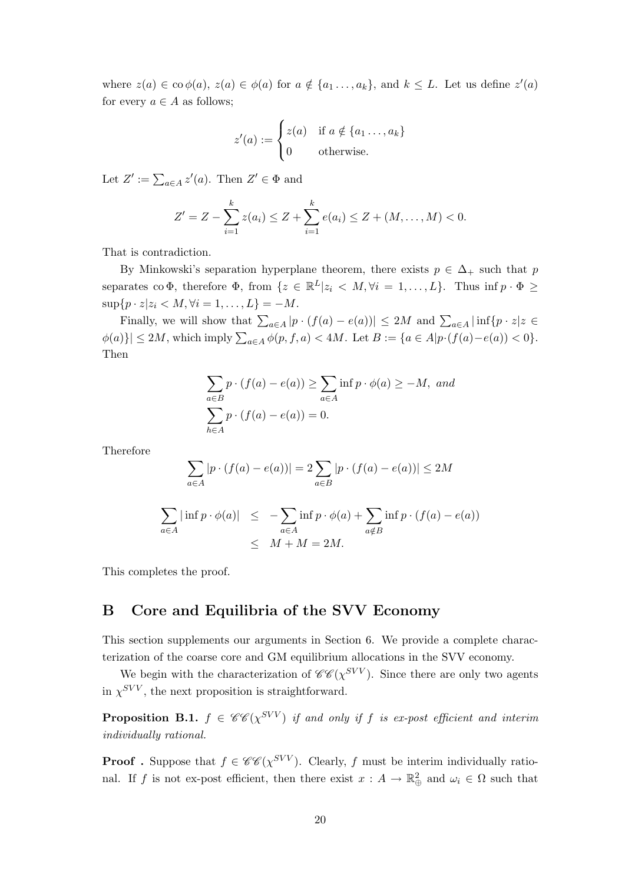where $z(a) \in \operatorname{co}\phi(a)$, $z(a) \in \phi(a)$ for $a \notin \{a_1 \ldots, a_k\}$, and $k \leq L$. Let us define $z'(a)$ for every $a \in A$ as follows;

$$z'(a) := \begin{cases} z(a) & \text{if } a \notin \{a_1 \ldots, a_k\} \\ 0 & \text{otherwise.} \end{cases}$$

Let $Z' := \sum_{a \in A} z'(a)$. Then $Z' \in \Phi$ and

$$Z' = Z - \sum_{i=1}^{k} z(a_i) \leq Z + \sum_{i=1}^{k} e(a_i) \leq Z + (M, \ldots, M) < 0.$$

That is contradiction.

By Minkowski's separation hyperplane theorem, there exists $p \in \Delta_+$ such that $p$ separates $\operatorname{co}\Phi$, therefore $\Phi$, from $\{z \in \mathbb{R}^L | z_i < M, \forall i = 1, \ldots, L\}$. Thus $\inf p \cdot \Phi \geq \sup\{p \cdot z | z_i < M, \forall i = 1, \ldots, L\} = -M$.

Finally, we will show that $\sum_{a \in A} |p \cdot (f(a) - e(a))| \leq 2M$ and $\sum_{a \in A} |\inf\{p \cdot z | z \in \phi(a)\}| \leq 2M$, which imply $\sum_{a \in A} \phi(p, f, a) < 4M$. Let $B := \{a \in A | p \cdot (f(a) - e(a)) < 0\}$. Then

$$\begin{aligned} &\sum_{a \in B} p \cdot (f(a) - e(a)) \geq \sum_{a \in A} \inf p \cdot \phi(a) \geq -M, \text{ and} \\ &\sum_{h \in A} p \cdot (f(a) - e(a)) = 0. \end{aligned}$$

Therefore

$$\sum_{a \in A} |p \cdot (f(a) - e(a))| = 2 \sum_{a \in B} |p \cdot (f(a) - e(a))| \leq 2M$$

$$\begin{aligned} \sum_{a \in A} |\inf p \cdot \phi(a)| &\leq -\sum_{a \in A} \inf p \cdot \phi(a) + \sum_{a \notin B} \inf p \cdot (f(a) - e(a)) \\ &\leq M + M = 2M. \end{aligned}$$

This completes the proof.

# B Core and Equilibria of the SVV Economy

This section supplements our arguments in Section 6. We provide a complete characterization of the coarse core and GM equilibrium allocations in the SVV economy.

We begin with the characterization of $\mathscr{CC}(\chi^{SVV})$. Since there are only two agents in $\chi^{SVV}$, the next proposition is straightforward.

**Proposition B.1.** *$f \in \mathscr{CC}(\chi^{SVV})$ if and only if $f$ is ex-post efficient and interim individually rational.*

**Proof .** Suppose that $f \in \mathscr{CC}(\chi^{SVV})$. Clearly, $f$ must be interim individually rational. If $f$ is not ex-post efficient, then there exist $x : A \to \mathbb{R}^2_{\oplus}$ and $\omega_i \in \Omega$ such that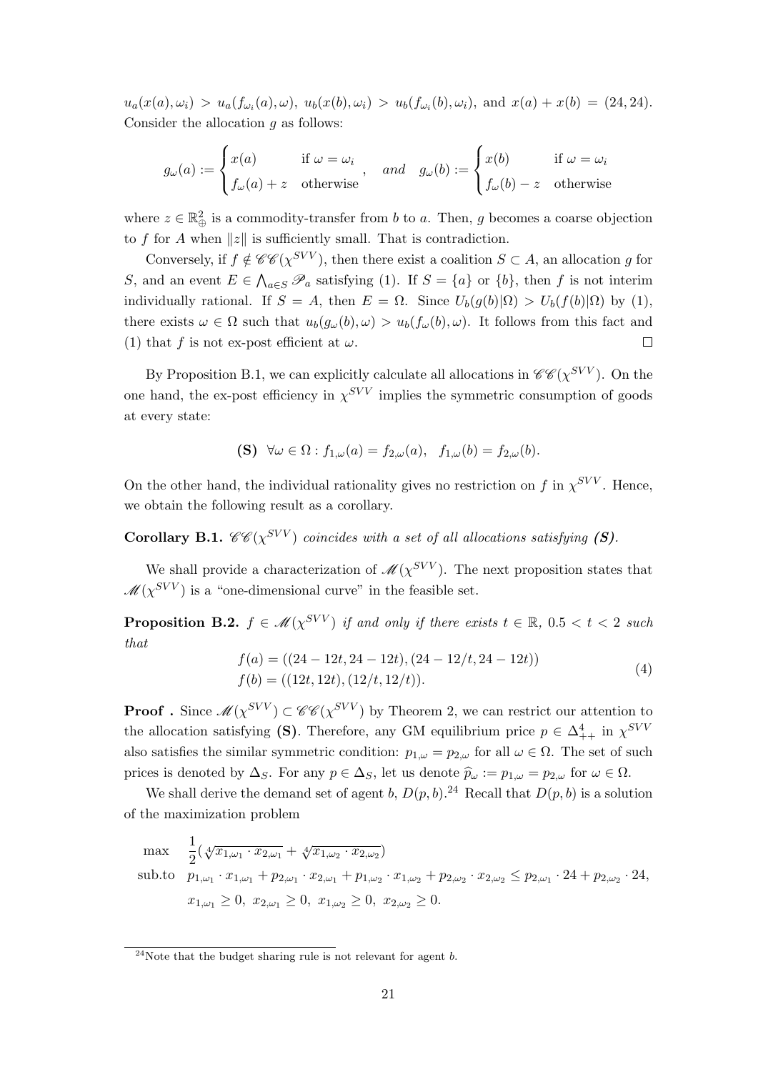$u_a(x(a), \omega_i) > u_a(f_{\omega_i}(a), \omega)$, $u_b(x(b), \omega_i) > u_b(f_{\omega_i}(b), \omega_i)$, and $x(a) + x(b) = (24, 24)$. Consider the allocation $g$ as follows:

$$g_\omega(a) := \begin{cases} x(a) & \text{if } \omega = \omega_i \\ f_\omega(a) + z & \text{otherwise} \end{cases}, \quad \textit{and} \quad g_\omega(b) := \begin{cases} x(b) & \text{if } \omega = \omega_i \\ f_\omega(b) - z & \text{otherwise} \end{cases}$$

where $z \in \mathbb{R}^2_\oplus$ is a commodity-transfer from $b$ to $a$. Then, $g$ becomes a coarse objection to $f$ for $A$ when $\|z\|$ is sufficiently small. That is contradiction.

Conversely, if $f \notin \mathscr{CC}(\chi^{SVV})$, then there exist a coalition $S \subset A$, an allocation $g$ for $S$, and an event $E \in \bigwedge_{a \in S} \mathscr{P}_a$ satisfying (1). If $S = \{a\}$ or $\{b\}$, then $f$ is not interim individually rational. If $S = A$, then $E = \Omega$. Since $U_b(g(b)|\Omega) > U_b(f(b)|\Omega)$ by (1), there exists $\omega \in \Omega$ such that $u_b(g_\omega(b), \omega) > u_b(f_\omega(b), \omega)$. It follows from this fact and (1) that $f$ is not ex-post efficient at $\omega$. □

By Proposition B.1, we can explicitly calculate all allocations in $\mathscr{CC}(\chi^{SVV})$. On the one hand, the ex-post efficiency in $\chi^{SVV}$ implies the symmetric consumption of goods at every state:

$$\textbf{(S)} \;\; \forall \omega \in \Omega : f_{1,\omega}(a) = f_{2,\omega}(a), \;\; f_{1,\omega}(b) = f_{2,\omega}(b).$$

On the other hand, the individual rationality gives no restriction on $f$ in $\chi^{SVV}$. Hence, we obtain the following result as a corollary.

**Corollary B.1.** *$\mathscr{CC}(\chi^{SVV})$ coincides with a set of all allocations satisfying **(S)**.*

We shall provide a characterization of $\mathscr{M}(\chi^{SVV})$. The next proposition states that $\mathscr{M}(\chi^{SVV})$ is a "one-dimensional curve" in the feasible set.

**Proposition B.2.** *$f \in \mathscr{M}(\chi^{SVV})$ if and only if there exists $t \in \mathbb{R}$, $0.5 < t < 2$ such that*

$$\begin{aligned} f(a) &= ((24 - 12t, 24 - 12t), (24 - 12/t, 24 - 12t)) \\ f(b) &= ((12t, 12t), (12/t, 12/t)). \end{aligned} \tag{4}$$

**Proof .** Since $\mathscr{M}(\chi^{SVV}) \subset \mathscr{CC}(\chi^{SVV})$ by Theorem 2, we can restrict our attention to the allocation satisfying **(S)**. Therefore, any GM equilibrium price $p \in \Delta^4_{++}$ in $\chi^{SVV}$ also satisfies the similar symmetric condition: $p_{1,\omega} = p_{2,\omega}$ for all $\omega \in \Omega$. The set of such prices is denoted by $\Delta_S$. For any $p \in \Delta_S$, let us denote $\widehat{p}_\omega := p_{1,\omega} = p_{2,\omega}$ for $\omega \in \Omega$.

We shall derive the demand set of agent $b$, $D(p, b)$.[24] Recall that $D(p, b)$ is a solution of the maximization problem

$$\begin{aligned} \max \quad & \frac{1}{2}\left(\sqrt[4]{x_{1,\omega_1} \cdot x_{2,\omega_1}} + \sqrt[4]{x_{1,\omega_2} \cdot x_{2,\omega_2}}\right) \\ \text{sub.to} \quad & p_{1,\omega_1} \cdot x_{1,\omega_1} + p_{2,\omega_1} \cdot x_{2,\omega_1} + p_{1,\omega_2} \cdot x_{1,\omega_2} + p_{2,\omega_2} \cdot x_{2,\omega_2} \le p_{2,\omega_1} \cdot 24 + p_{2,\omega_2} \cdot 24, \\ & x_{1,\omega_1} \ge 0, \; x_{2,\omega_1} \ge 0, \; x_{1,\omega_2} \ge 0, \; x_{2,\omega_2} \ge 0. \end{aligned}$$

[24] Note that the budget sharing rule is not relevant for agent $b$.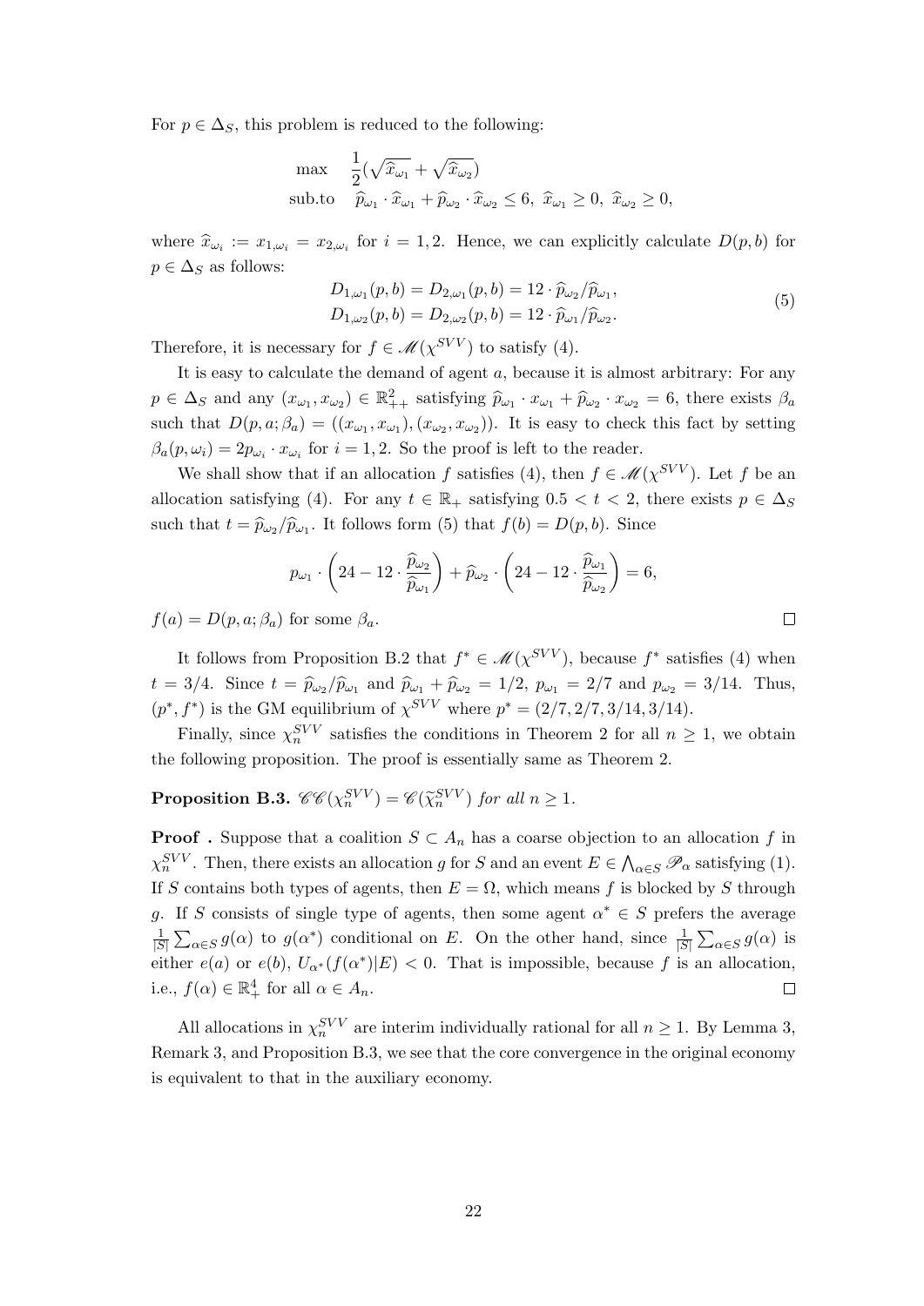For $p \in \Delta_S$, this problem is reduced to the following:

$$\begin{aligned}
\max \quad & \frac{1}{2}(\sqrt{\widehat{x}_{\omega_1}} + \sqrt{\widehat{x}_{\omega_2}}) \\
\text{sub.to} \quad & \widehat{p}_{\omega_1} \cdot \widehat{x}_{\omega_1} + \widehat{p}_{\omega_2} \cdot \widehat{x}_{\omega_2} \leq 6,\ \widehat{x}_{\omega_1} \geq 0,\ \widehat{x}_{\omega_2} \geq 0,
\end{aligned}$$

where $\widehat{x}_{\omega_i} := x_{1,\omega_i} = x_{2,\omega_i}$ for $i = 1, 2$. Hence, we can explicitly calculate $D(p, b)$ for $p \in \Delta_S$ as follows:

$$\begin{aligned}
D_{1,\omega_1}(p, b) = D_{2,\omega_1}(p, b) = 12 \cdot \widehat{p}_{\omega_2}/\widehat{p}_{\omega_1}, \\
D_{1,\omega_2}(p, b) = D_{2,\omega_2}(p, b) = 12 \cdot \widehat{p}_{\omega_1}/\widehat{p}_{\omega_2}.
\end{aligned} \tag{5}$$

Therefore, it is necessary for $f \in \mathscr{M}(\chi^{SVV})$ to satisfy (4).

It is easy to calculate the demand of agent $a$, because it is almost arbitrary: For any $p \in \Delta_S$ and any $(x_{\omega_1}, x_{\omega_2}) \in \mathbb{R}^2_{++}$ satisfying $\widehat{p}_{\omega_1} \cdot x_{\omega_1} + \widehat{p}_{\omega_2} \cdot x_{\omega_2} = 6$, there exists $\beta_a$ such that $D(p, a; \beta_a) = ((x_{\omega_1}, x_{\omega_1}), (x_{\omega_2}, x_{\omega_2}))$. It is easy to check this fact by setting $\beta_a(p, \omega_i) = 2p_{\omega_i} \cdot x_{\omega_i}$ for $i = 1, 2$. So the proof is left to the reader.

We shall show that if an allocation $f$ satisfies (4), then $f \in \mathscr{M}(\chi^{SVV})$. Let $f$ be an allocation satisfying (4). For any $t \in \mathbb{R}_+$ satisfying $0.5 < t < 2$, there exists $p \in \Delta_S$ such that $t = \widehat{p}_{\omega_2}/\widehat{p}_{\omega_1}$. It follows form (5) that $f(b) = D(p, b)$. Since

$$p_{\omega_1} \cdot \left(24 - 12 \cdot \frac{\widehat{p}_{\omega_2}}{\widehat{p}_{\omega_1}}\right) + \widehat{p}_{\omega_2} \cdot \left(24 - 12 \cdot \frac{\widehat{p}_{\omega_1}}{\widehat{p}_{\omega_2}}\right) = 6,$$

$f(a) = D(p, a; \beta_a)$ for some $\beta_a$. $\square$

It follows from Proposition B.2 that $f^* \in \mathscr{M}(\chi^{SVV})$, because $f^*$ satisfies (4) when $t = 3/4$. Since $t = \widehat{p}_{\omega_2}/\widehat{p}_{\omega_1}$ and $\widehat{p}_{\omega_1} + \widehat{p}_{\omega_2} = 1/2$, $p_{\omega_1} = 2/7$ and $p_{\omega_2} = 3/14$. Thus, $(p^*, f^*)$ is the GM equilibrium of $\chi^{SVV}$ where $p^* = (2/7, 2/7, 3/14, 3/14)$.

Finally, since $\chi^{SVV}_n$ satisfies the conditions in Theorem 2 for all $n \geq 1$, we obtain the following proposition. The proof is essentially same as Theorem 2.

**Proposition B.3.** *$\mathscr{CC}(\chi^{SVV}_n) = \mathscr{C}(\widetilde{\chi}^{SVV}_n)$ for all $n \geq 1$.*

**Proof .** Suppose that a coalition $S \subset A_n$ has a coarse objection to an allocation $f$ in $\chi^{SVV}_n$. Then, there exists an allocation $g$ for $S$ and an event $E \in \bigwedge_{\alpha \in S} \mathscr{P}_\alpha$ satisfying (1). If $S$ contains both types of agents, then $E = \Omega$, which means $f$ is blocked by $S$ through $g$. If $S$ consists of single type of agents, then some agent $\alpha^* \in S$ prefers the average $\frac{1}{|S|}\sum_{\alpha \in S} g(\alpha)$ to $g(\alpha^*)$ conditional on $E$. On the other hand, since $\frac{1}{|S|}\sum_{\alpha \in S} g(\alpha)$ is either $e(a)$ or $e(b)$, $U_{\alpha^*}(f(\alpha^*)|E) < 0$. That is impossible, because $f$ is an allocation, i.e., $f(\alpha) \in \mathbb{R}^4_+$ for all $\alpha \in A_n$. $\square$

All allocations in $\chi^{SVV}_n$ are interim individually rational for all $n \geq 1$. By Lemma 3, Remark 3, and Proposition B.3, we see that the core convergence in the original economy is equivalent to that in the auxiliary economy.